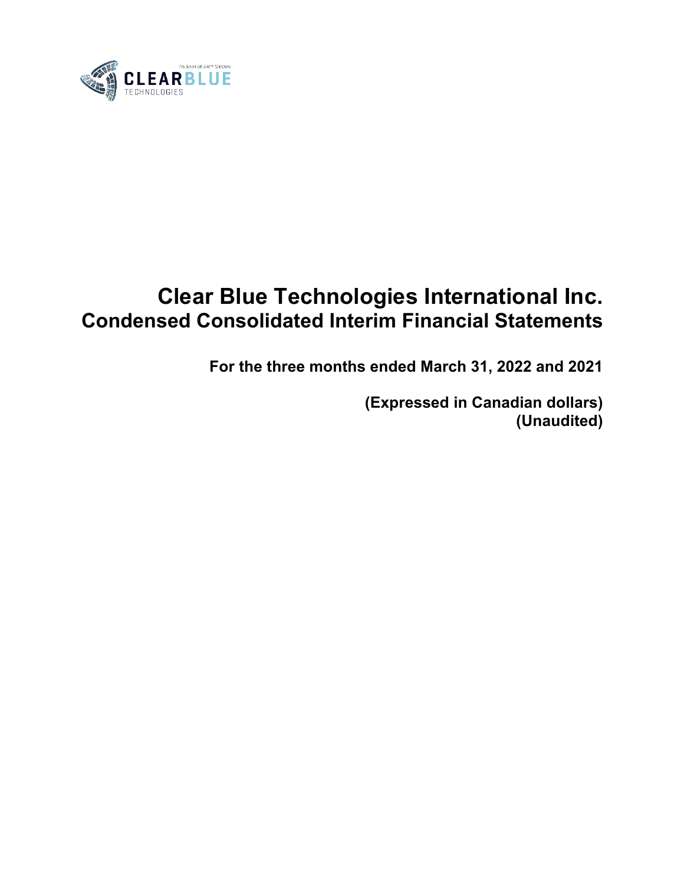# Clear Blue Technologies International Inc.
## Condensed Consolidated Interim Financial Statements

**For the three months ended March 31, 2022 and 2021**

**(Expressed in Canadian dollars)**
**(Unaudited)**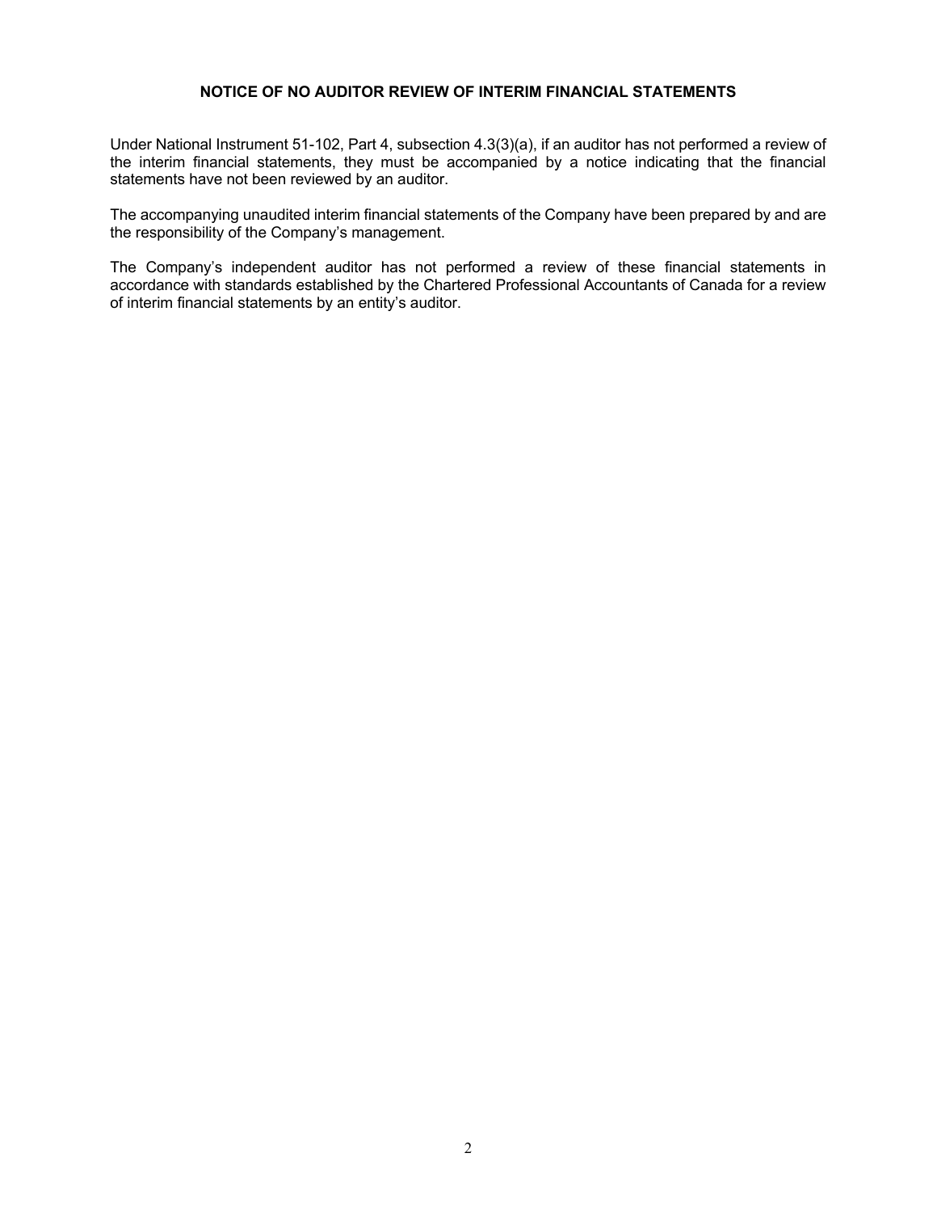**NOTICE OF NO AUDITOR REVIEW OF INTERIM FINANCIAL STATEMENTS**

Under National Instrument 51-102, Part 4, subsection 4.3(3)(a), if an auditor has not performed a review of the interim financial statements, they must be accompanied by a notice indicating that the financial statements have not been reviewed by an auditor.

The accompanying unaudited interim financial statements of the Company have been prepared by and are the responsibility of the Company's management.

The Company's independent auditor has not performed a review of these financial statements in accordance with standards established by the Chartered Professional Accountants of Canada for a review of interim financial statements by an entity's auditor.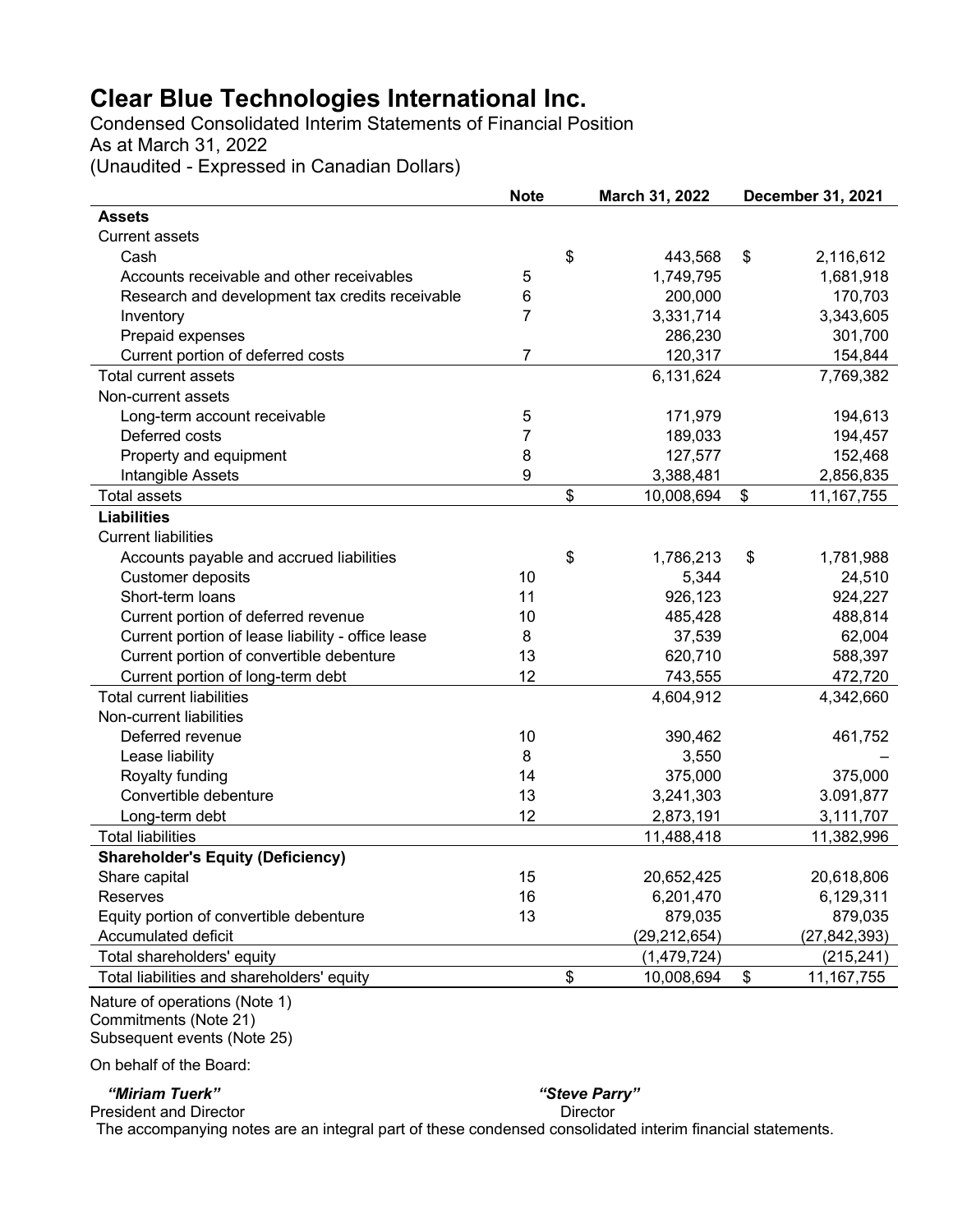# Clear Blue Technologies International Inc.

Condensed Consolidated Interim Statements of Financial Position
As at March 31, 2022
(Unaudited - Expressed in Canadian Dollars)

| | Note | March 31, 2022 | December 31, 2021 |
|---|---|---|---|
| **Assets** | | | |
| Current assets | | | |
| Cash | | $ 443,568 | $ 2,116,612 |
| Accounts receivable and other receivables | 5 | 1,749,795 | 1,681,918 |
| Research and development tax credits receivable | 6 | 200,000 | 170,703 |
| Inventory | 7 | 3,331,714 | 3,343,605 |
| Prepaid expenses | | 286,230 | 301,700 |
| Current portion of deferred costs | 7 | 120,317 | 154,844 |
| Total current assets | | 6,131,624 | 7,769,382 |
| Non-current assets | | | |
| Long-term account receivable | 5 | 171,979 | 194,613 |
| Deferred costs | 7 | 189,033 | 194,457 |
| Property and equipment | 8 | 127,577 | 152,468 |
| Intangible Assets | 9 | 3,388,481 | 2,856,835 |
| Total assets | | $ 10,008,694 | $ 11,167,755 |
| **Liabilities** | | | |
| Current liabilities | | | |
| Accounts payable and accrued liabilities | | $ 1,786,213 | $ 1,781,988 |
| Customer deposits | 10 | 5,344 | 24,510 |
| Short-term loans | 11 | 926,123 | 924,227 |
| Current portion of deferred revenue | 10 | 485,428 | 488,814 |
| Current portion of lease liability - office lease | 8 | 37,539 | 62,004 |
| Current portion of convertible debenture | 13 | 620,710 | 588,397 |
| Current portion of long-term debt | 12 | 743,555 | 472,720 |
| Total current liabilities | | 4,604,912 | 4,342,660 |
| Non-current liabilities | | | |
| Deferred revenue | 10 | 390,462 | 461,752 |
| Lease liability | 8 | 3,550 | – |
| Royalty funding | 14 | 375,000 | 375,000 |
| Convertible debenture | 13 | 3,241,303 | 3.091,877 |
| Long-term debt | 12 | 2,873,191 | 3,111,707 |
| Total liabilities | | 11,488,418 | 11,382,996 |
| **Shareholder's Equity (Deficiency)** | | | |
| Share capital | 15 | 20,652,425 | 20,618,806 |
| Reserves | 16 | 6,201,470 | 6,129,311 |
| Equity portion of convertible debenture | 13 | 879,035 | 879,035 |
| Accumulated deficit | | (29,212,654) | (27,842,393) |
| Total shareholders' equity | | (1,479,724) | (215,241) |
| Total liabilities and shareholders' equity | | $ 10,008,694 | $ 11,167,755 |

Nature of operations (Note 1)
Commitments (Note 21)
Subsequent events (Note 25)

On behalf of the Board:

***"Miriam Tuerk"***
President and Director

***"Steve Parry"***
Director

The accompanying notes are an integral part of these condensed consolidated interim financial statements.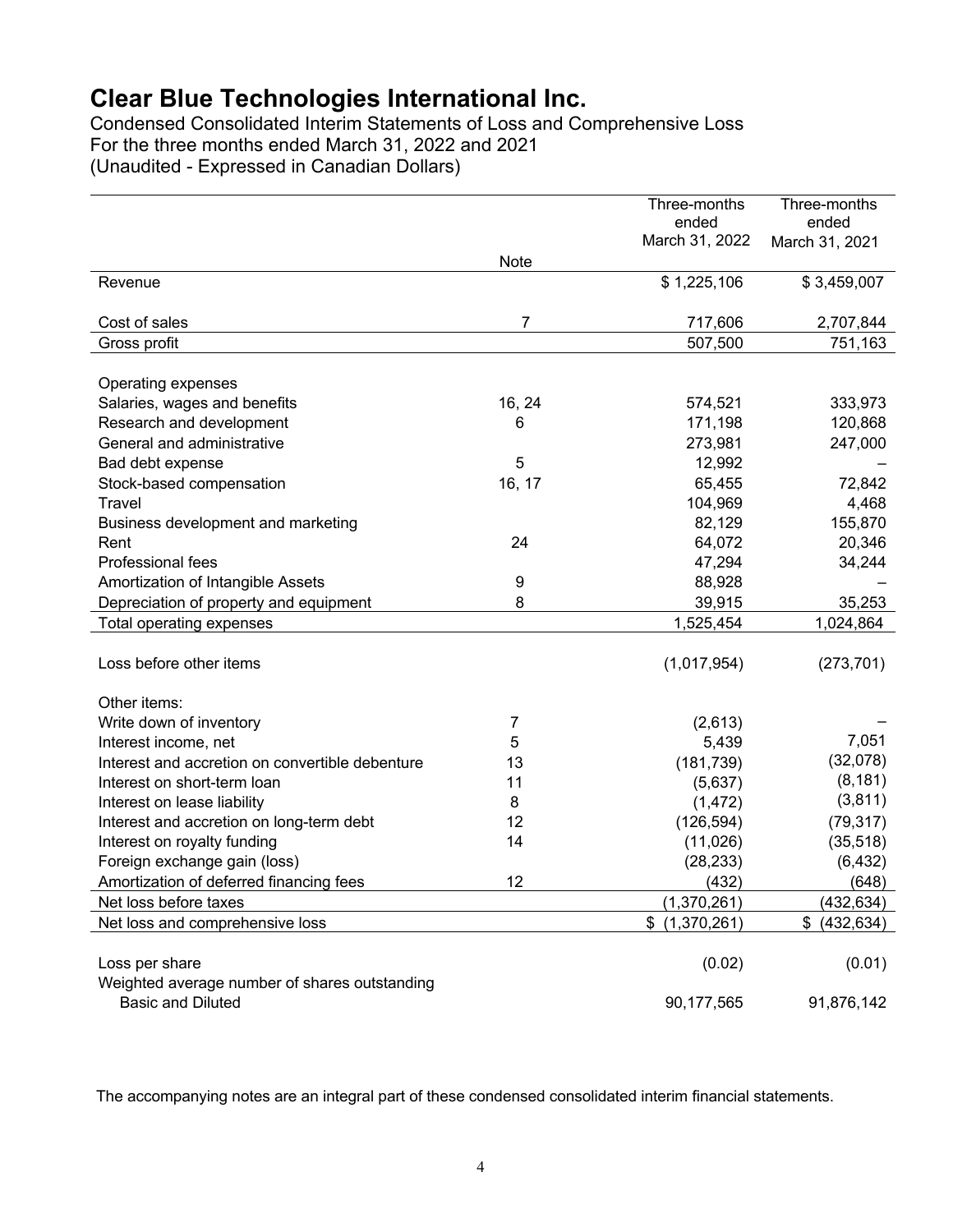# Clear Blue Technologies International Inc.

Condensed Consolidated Interim Statements of Loss and Comprehensive Loss
For the three months ended March 31, 2022 and 2021
(Unaudited - Expressed in Canadian Dollars)

| | Note | Three-months ended March 31, 2022 | Three-months ended March 31, 2021 |
|---|---|---|---|
| Revenue | | $ 1,225,106 | $ 3,459,007 |
| Cost of sales | 7 | 717,606 | 2,707,844 |
| Gross profit | | 507,500 | 751,163 |
| Operating expenses | | | |
| Salaries, wages and benefits | 16, 24 | 574,521 | 333,973 |
| Research and development | 6 | 171,198 | 120,868 |
| General and administrative | | 273,981 | 247,000 |
| Bad debt expense | 5 | 12,992 | – |
| Stock-based compensation | 16, 17 | 65,455 | 72,842 |
| Travel | | 104,969 | 4,468 |
| Business development and marketing | | 82,129 | 155,870 |
| Rent | 24 | 64,072 | 20,346 |
| Professional fees | | 47,294 | 34,244 |
| Amortization of Intangible Assets | 9 | 88,928 | – |
| Depreciation of property and equipment | 8 | 39,915 | 35,253 |
| Total operating expenses | | 1,525,454 | 1,024,864 |
| Loss before other items | | (1,017,954) | (273,701) |
| Other items: | | | |
| Write down of inventory | 7 | (2,613) | – |
| Interest income, net | 5 | 5,439 | 7,051 |
| Interest and accretion on convertible debenture | 13 | (181,739) | (32,078) |
| Interest on short-term loan | 11 | (5,637) | (8,181) |
| Interest on lease liability | 8 | (1,472) | (3,811) |
| Interest and accretion on long-term debt | 12 | (126,594) | (79,317) |
| Interest on royalty funding | 14 | (11,026) | (35,518) |
| Foreign exchange gain (loss) | | (28,233) | (6,432) |
| Amortization of deferred financing fees | 12 | (432) | (648) |
| Net loss before taxes | | (1,370,261) | (432,634) |
| Net loss and comprehensive loss | | $ (1,370,261) | $ (432,634) |
| Loss per share | | (0.02) | (0.01) |
| Weighted average number of shares outstanding Basic and Diluted | | 90,177,565 | 91,876,142 |

The accompanying notes are an integral part of these condensed consolidated interim financial statements.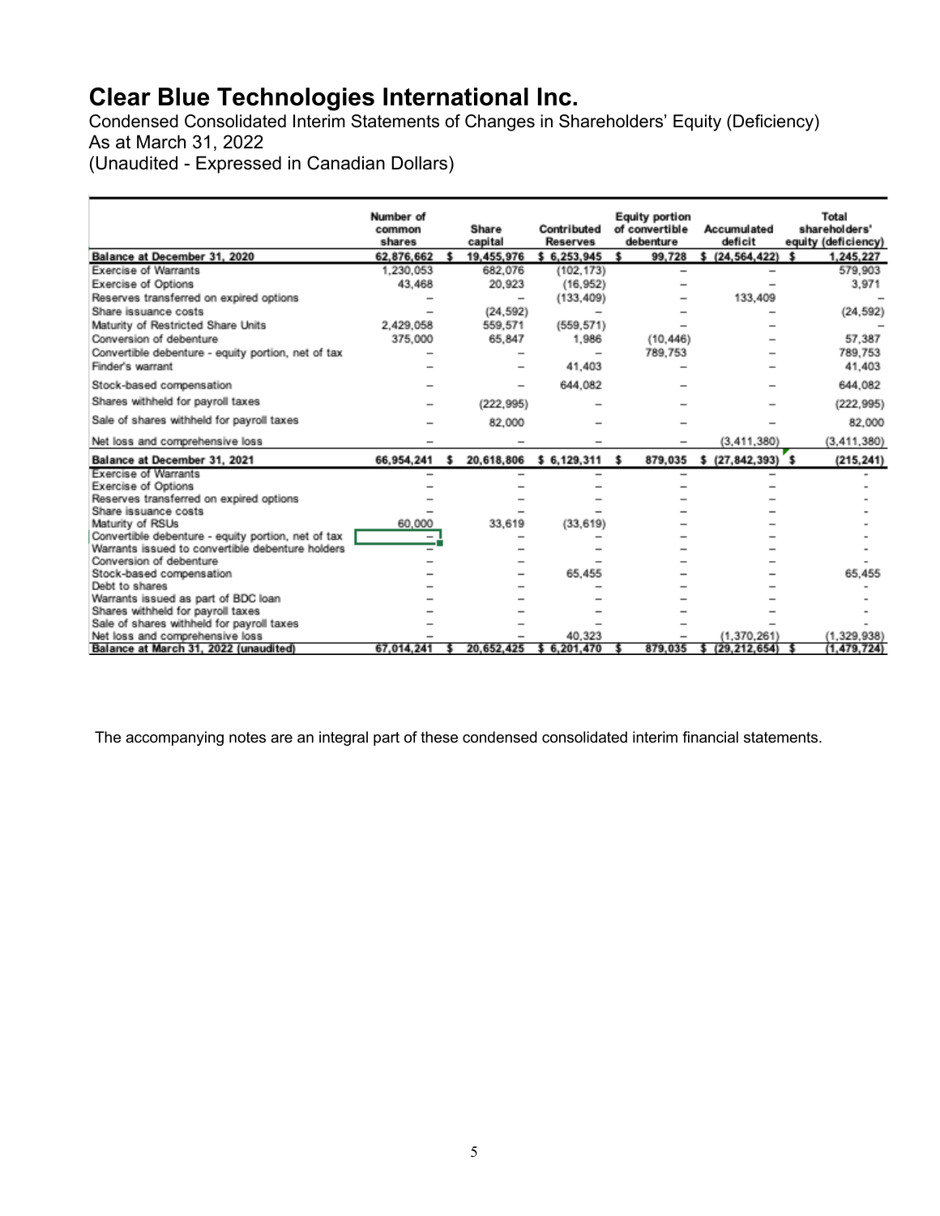# Clear Blue Technologies International Inc.

Condensed Consolidated Interim Statements of Changes in Shareholders' Equity (Deficiency)
As at March 31, 2022
(Unaudited - Expressed in Canadian Dollars)

| | Number of common shares | Share capital | Contributed Reserves | Equity portion of convertible debenture | Accumulated deficit | Total shareholders' equity (deficiency) |
|---|---|---|---|---|---|---|
| **Balance at December 31, 2020** | 62,876,662 | $ 19,455,976 | $ 6,253,945 | $ 99,728 | $ (24,564,422) | $ 1,245,227 |
| Exercise of Warrants | 1,230,053 | 682,076 | (102,173) | – | – | 579,903 |
| Exercise of Options | 43,468 | 20,923 | (16,952) | – | – | 3,971 |
| Reserves transferred on expired options | – | – | (133,409) | – | 133,409 | – |
| Share issuance costs | – | (24,592) | – | – | – | (24,592) |
| Maturity of Restricted Share Units | 2,429,058 | 559,571 | (559,571) | – | – | – |
| Conversion of debenture | 375,000 | 65,847 | 1,986 | (10,446) | – | 57,387 |
| Convertible debenture - equity portion, net of tax | – | – | – | 789,753 | – | 789,753 |
| Finder's warrant | – | – | 41,403 | – | – | 41,403 |
| Stock-based compensation | – | – | 644,082 | – | – | 644,082 |
| Shares withheld for payroll taxes | – | (222,995) | – | – | – | (222,995) |
| Sale of shares withheld for payroll taxes | – | 82,000 | – | – | – | 82,000 |
| Net loss and comprehensive loss | – | – | – | – | (3,411,380) | (3,411,380) |
| **Balance at December 31, 2021** | 66,954,241 | $ 20,618,806 | $ 6,129,311 | $ 879,035 | $ (27,842,393) | $ (215,241) |
| Exercise of Warrants | – | – | – | – | – | - |
| Exercise of Options | – | – | – | – | – | - |
| Reserves transferred on expired options | – | – | – | – | – | - |
| Share issuance costs | – | – | – | – | – | - |
| Maturity of RSUs | 60,000 | 33,619 | (33,619) | – | – | - |
| Convertible debenture - equity portion, net of tax | – | – | – | – | – | - |
| Warrants issued to convertible debenture holders | – | – | – | – | – | - |
| Conversion of debenture | – | – | – | – | – | - |
| Stock-based compensation | – | – | 65,455 | – | – | 65,455 |
| Debt to shares | – | – | – | – | – | - |
| Warrants issued as part of BDC loan | – | – | – | – | – | - |
| Shares withheld for payroll taxes | – | – | – | – | – | - |
| Sale of shares withheld for payroll taxes | – | – | – | – | – | - |
| Net loss and comprehensive loss | – | – | 40,323 | – | (1,370,261) | (1,329,938) |
| **Balance at March 31, 2022 (unaudited)** | 67,014,241 | $ 20,652,425 | $ 6,201,470 | $ 879,035 | $ (29,212,654) | $ (1,479,724) |

The accompanying notes are an integral part of these condensed consolidated interim financial statements.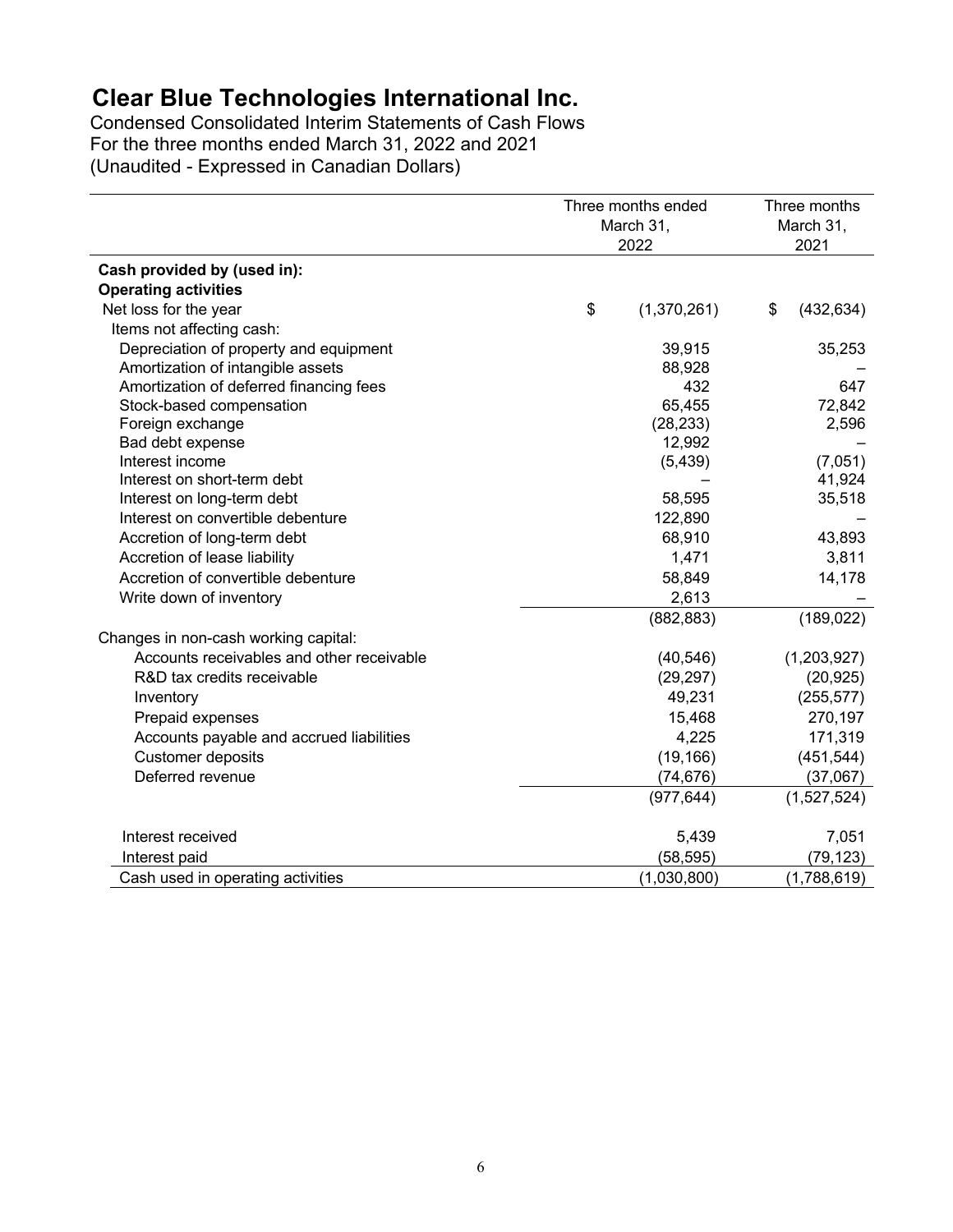# Clear Blue Technologies International Inc.

Condensed Consolidated Interim Statements of Cash Flows
For the three months ended March 31, 2022 and 2021
(Unaudited - Expressed in Canadian Dollars)

| | Three months ended March 31, 2022 | Three months March 31, 2021 |
|---|---|---|
| **Cash provided by (used in):** | | |
| **Operating activities** | | |
| Net loss for the year | $ (1,370,261) | $ (432,634) |
| Items not affecting cash: | | |
| Depreciation of property and equipment | 39,915 | 35,253 |
| Amortization of intangible assets | 88,928 | – |
| Amortization of deferred financing fees | 432 | 647 |
| Stock-based compensation | 65,455 | 72,842 |
| Foreign exchange | (28,233) | 2,596 |
| Bad debt expense | 12,992 | – |
| Interest income | (5,439) | (7,051) |
| Interest on short-term debt | – | 41,924 |
| Interest on long-term debt | 58,595 | 35,518 |
| Interest on convertible debenture | 122,890 | – |
| Accretion of long-term debt | 68,910 | 43,893 |
| Accretion of lease liability | 1,471 | 3,811 |
| Accretion of convertible debenture | 58,849 | 14,178 |
| Write down of inventory | 2,613 | – |
| | (882,883) | (189,022) |
| Changes in non-cash working capital: | | |
| Accounts receivables and other receivable | (40,546) | (1,203,927) |
| R&D tax credits receivable | (29,297) | (20,925) |
| Inventory | 49,231 | (255,577) |
| Prepaid expenses | 15,468 | 270,197 |
| Accounts payable and accrued liabilities | 4,225 | 171,319 |
| Customer deposits | (19,166) | (451,544) |
| Deferred revenue | (74,676) | (37,067) |
| | (977,644) | (1,527,524) |
| Interest received | 5,439 | 7,051 |
| Interest paid | (58,595) | (79,123) |
| Cash used in operating activities | (1,030,800) | (1,788,619) |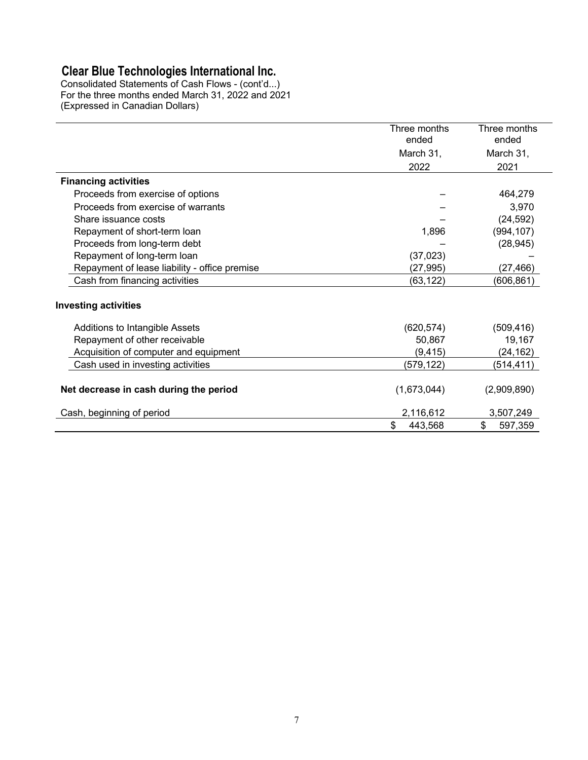# Clear Blue Technologies International Inc.

Consolidated Statements of Cash Flows - (cont'd...)
For the three months ended March 31, 2022 and 2021
(Expressed in Canadian Dollars)

| | Three months ended March 31, 2022 | Three months ended March 31, 2021 |
|---|---|---|
| **Financing activities** | | |
| Proceeds from exercise of options | – | 464,279 |
| Proceeds from exercise of warrants | – | 3,970 |
| Share issuance costs | – | (24,592) |
| Repayment of short-term loan | 1,896 | (994,107) |
| Proceeds from long-term debt | – | (28,945) |
| Repayment of long-term loan | (37,023) | – |
| Repayment of lease liability - office premise | (27,995) | (27,466) |
| Cash from financing activities | (63,122) | (606,861) |
| **Investing activities** | | |
| Additions to Intangible Assets | (620,574) | (509,416) |
| Repayment of other receivable | 50,867 | 19,167 |
| Acquisition of computer and equipment | (9,415) | (24,162) |
| Cash used in investing activities | (579,122) | (514,411) |
| **Net decrease in cash during the period** | (1,673,044) | (2,909,890) |
| Cash, beginning of period | 2,116,612 | 3,507,249 |
| | $ 443,568 | $ 597,359 |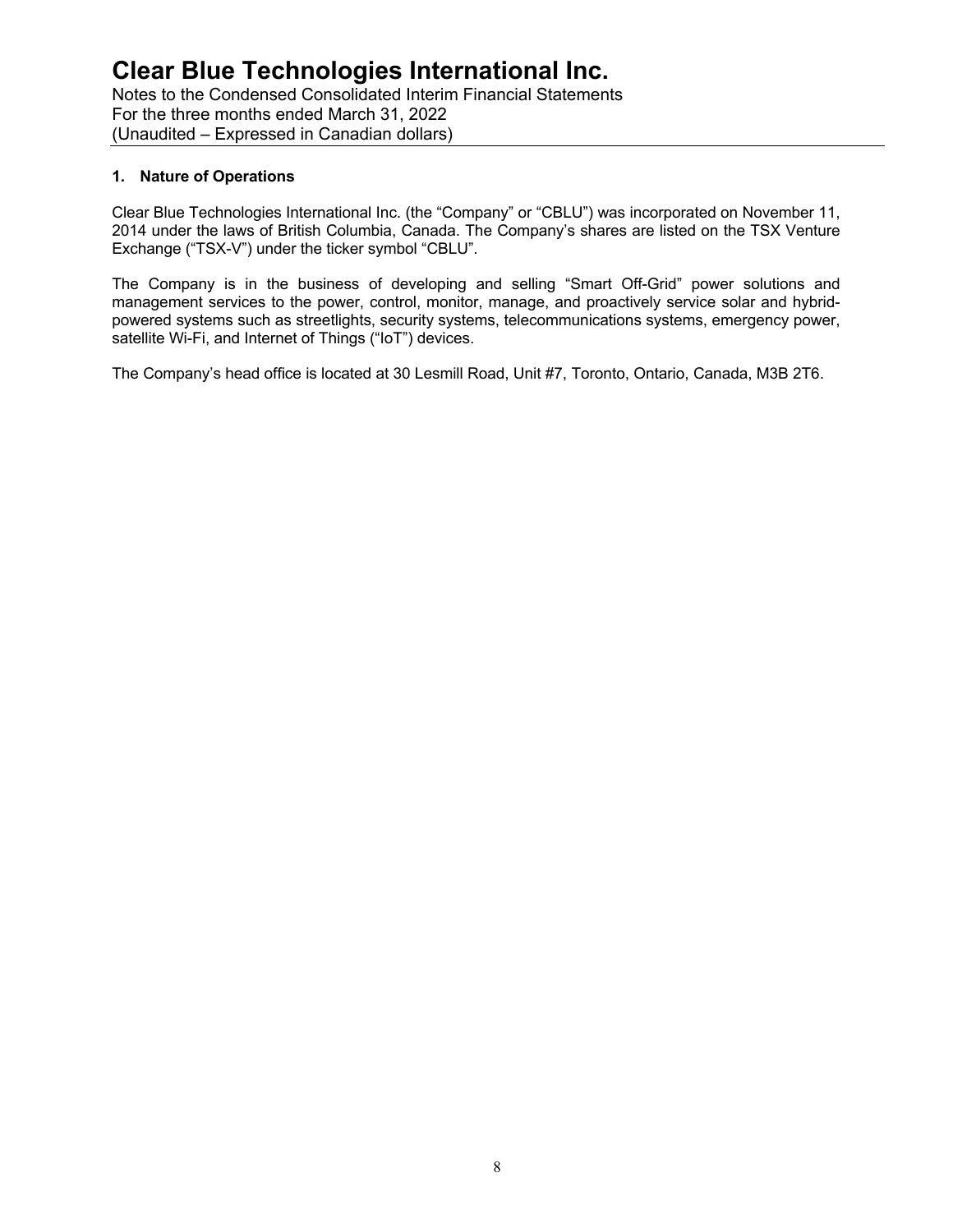# Clear Blue Technologies International Inc.

Notes to the Condensed Consolidated Interim Financial Statements
For the three months ended March 31, 2022
(Unaudited – Expressed in Canadian dollars)

## 1. Nature of Operations

Clear Blue Technologies International Inc. (the "Company" or "CBLU") was incorporated on November 11, 2014 under the laws of British Columbia, Canada. The Company's shares are listed on the TSX Venture Exchange ("TSX-V") under the ticker symbol "CBLU".

The Company is in the business of developing and selling "Smart Off-Grid" power solutions and management services to the power, control, monitor, manage, and proactively service solar and hybrid-powered systems such as streetlights, security systems, telecommunications systems, emergency power, satellite Wi-Fi, and Internet of Things ("IoT") devices.

The Company's head office is located at 30 Lesmill Road, Unit #7, Toronto, Ontario, Canada, M3B 2T6.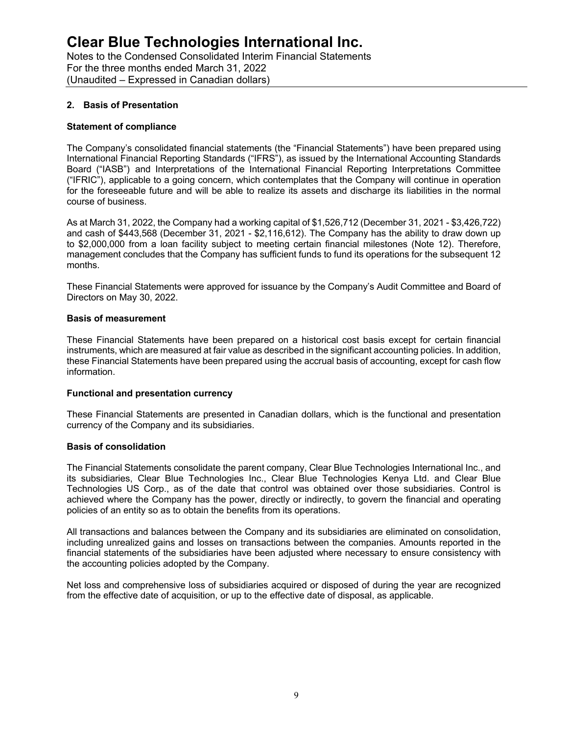## 2. Basis of Presentation

### Statement of compliance

The Company's consolidated financial statements (the "Financial Statements") have been prepared using International Financial Reporting Standards ("IFRS"), as issued by the International Accounting Standards Board ("IASB") and Interpretations of the International Financial Reporting Interpretations Committee ("IFRIC"), applicable to a going concern, which contemplates that the Company will continue in operation for the foreseeable future and will be able to realize its assets and discharge its liabilities in the normal course of business.

As at March 31, 2022, the Company had a working capital of $1,526,712 (December 31, 2021 - $3,426,722) and cash of $443,568 (December 31, 2021 - $2,116,612). The Company has the ability to draw down up to $2,000,000 from a loan facility subject to meeting certain financial milestones (Note 12). Therefore, management concludes that the Company has sufficient funds to fund its operations for the subsequent 12 months.

These Financial Statements were approved for issuance by the Company's Audit Committee and Board of Directors on May 30, 2022.

### Basis of measurement

These Financial Statements have been prepared on a historical cost basis except for certain financial instruments, which are measured at fair value as described in the significant accounting policies. In addition, these Financial Statements have been prepared using the accrual basis of accounting, except for cash flow information.

### Functional and presentation currency

These Financial Statements are presented in Canadian dollars, which is the functional and presentation currency of the Company and its subsidiaries.

### Basis of consolidation

The Financial Statements consolidate the parent company, Clear Blue Technologies International Inc., and its subsidiaries, Clear Blue Technologies Inc., Clear Blue Technologies Kenya Ltd. and Clear Blue Technologies US Corp., as of the date that control was obtained over those subsidiaries. Control is achieved where the Company has the power, directly or indirectly, to govern the financial and operating policies of an entity so as to obtain the benefits from its operations.

All transactions and balances between the Company and its subsidiaries are eliminated on consolidation, including unrealized gains and losses on transactions between the companies. Amounts reported in the financial statements of the subsidiaries have been adjusted where necessary to ensure consistency with the accounting policies adopted by the Company.

Net loss and comprehensive loss of subsidiaries acquired or disposed of during the year are recognized from the effective date of acquisition, or up to the effective date of disposal, as applicable.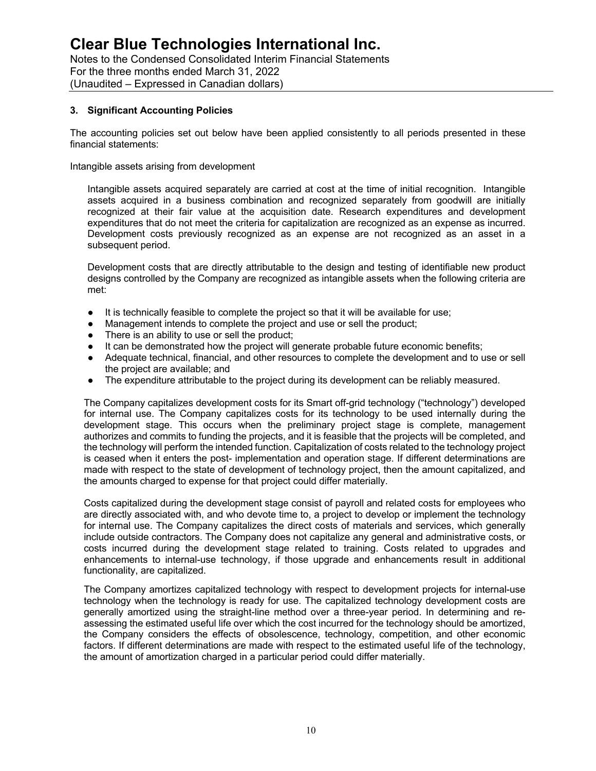### 3. Significant Accounting Policies

The accounting policies set out below have been applied consistently to all periods presented in these financial statements:

Intangible assets arising from development

Intangible assets acquired separately are carried at cost at the time of initial recognition. Intangible assets acquired in a business combination and recognized separately from goodwill are initially recognized at their fair value at the acquisition date. Research expenditures and development expenditures that do not meet the criteria for capitalization are recognized as an expense as incurred. Development costs previously recognized as an expense are not recognized as an asset in a subsequent period.

Development costs that are directly attributable to the design and testing of identifiable new product designs controlled by the Company are recognized as intangible assets when the following criteria are met:

- It is technically feasible to complete the project so that it will be available for use;
- Management intends to complete the project and use or sell the product;
- There is an ability to use or sell the product;
- It can be demonstrated how the project will generate probable future economic benefits;
- Adequate technical, financial, and other resources to complete the development and to use or sell the project are available; and
- The expenditure attributable to the project during its development can be reliably measured.

The Company capitalizes development costs for its Smart off-grid technology ("technology") developed for internal use. The Company capitalizes costs for its technology to be used internally during the development stage. This occurs when the preliminary project stage is complete, management authorizes and commits to funding the projects, and it is feasible that the projects will be completed, and the technology will perform the intended function. Capitalization of costs related to the technology project is ceased when it enters the post- implementation and operation stage. If different determinations are made with respect to the state of development of technology project, then the amount capitalized, and the amounts charged to expense for that project could differ materially.

Costs capitalized during the development stage consist of payroll and related costs for employees who are directly associated with, and who devote time to, a project to develop or implement the technology for internal use. The Company capitalizes the direct costs of materials and services, which generally include outside contractors. The Company does not capitalize any general and administrative costs, or costs incurred during the development stage related to training. Costs related to upgrades and enhancements to internal-use technology, if those upgrade and enhancements result in additional functionality, are capitalized.

The Company amortizes capitalized technology with respect to development projects for internal-use technology when the technology is ready for use. The capitalized technology development costs are generally amortized using the straight-line method over a three-year period. In determining and re-assessing the estimated useful life over which the cost incurred for the technology should be amortized, the Company considers the effects of obsolescence, technology, competition, and other economic factors. If different determinations are made with respect to the estimated useful life of the technology, the amount of amortization charged in a particular period could differ materially.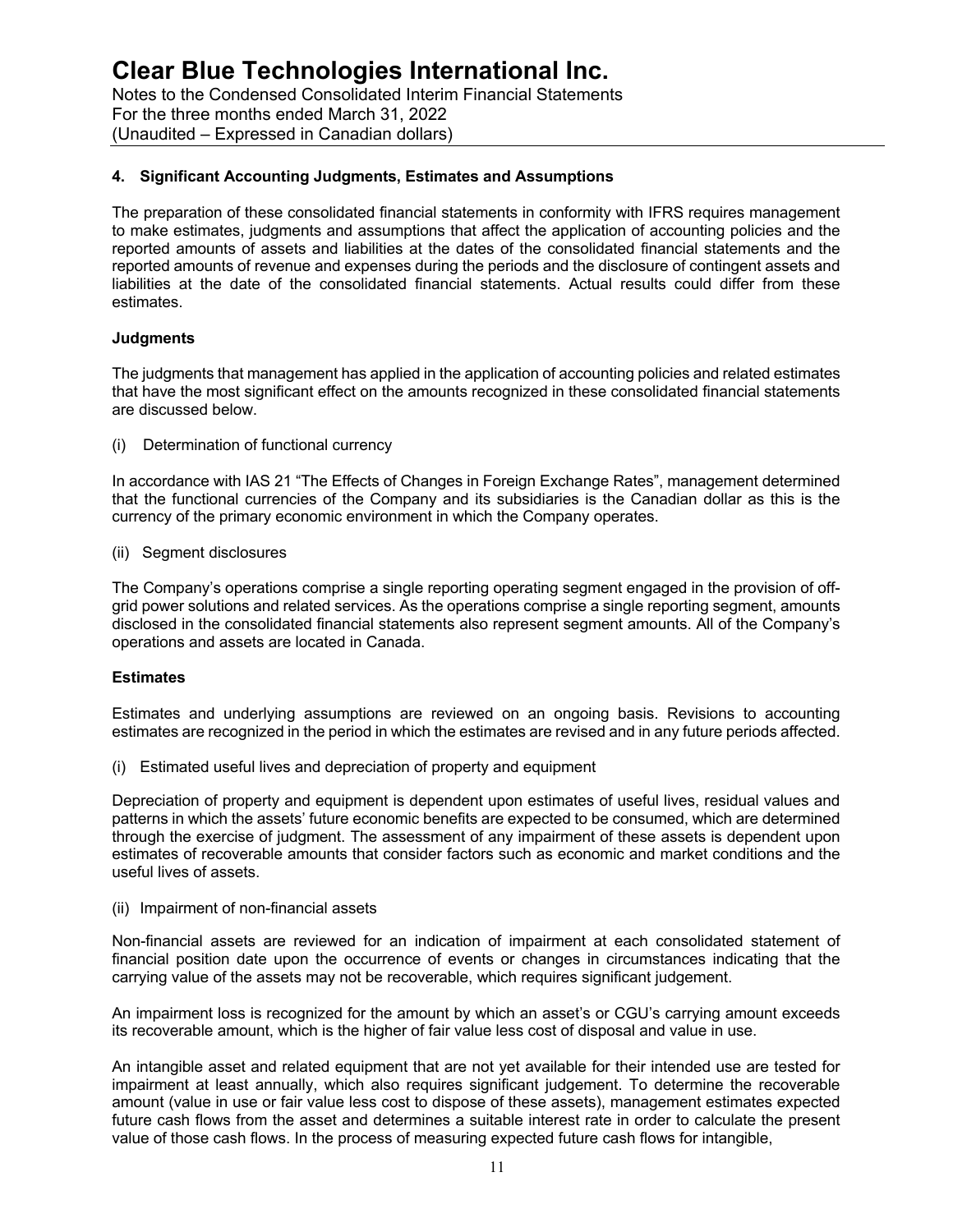## 4. Significant Accounting Judgments, Estimates and Assumptions

The preparation of these consolidated financial statements in conformity with IFRS requires management to make estimates, judgments and assumptions that affect the application of accounting policies and the reported amounts of assets and liabilities at the dates of the consolidated financial statements and the reported amounts of revenue and expenses during the periods and the disclosure of contingent assets and liabilities at the date of the consolidated financial statements. Actual results could differ from these estimates.

### Judgments

The judgments that management has applied in the application of accounting policies and related estimates that have the most significant effect on the amounts recognized in these consolidated financial statements are discussed below.

(i) Determination of functional currency

In accordance with IAS 21 "The Effects of Changes in Foreign Exchange Rates", management determined that the functional currencies of the Company and its subsidiaries is the Canadian dollar as this is the currency of the primary economic environment in which the Company operates.

(ii) Segment disclosures

The Company's operations comprise a single reporting operating segment engaged in the provision of off-grid power solutions and related services. As the operations comprise a single reporting segment, amounts disclosed in the consolidated financial statements also represent segment amounts. All of the Company's operations and assets are located in Canada.

### Estimates

Estimates and underlying assumptions are reviewed on an ongoing basis. Revisions to accounting estimates are recognized in the period in which the estimates are revised and in any future periods affected.

(i) Estimated useful lives and depreciation of property and equipment

Depreciation of property and equipment is dependent upon estimates of useful lives, residual values and patterns in which the assets' future economic benefits are expected to be consumed, which are determined through the exercise of judgment. The assessment of any impairment of these assets is dependent upon estimates of recoverable amounts that consider factors such as economic and market conditions and the useful lives of assets.

(ii) Impairment of non-financial assets

Non-financial assets are reviewed for an indication of impairment at each consolidated statement of financial position date upon the occurrence of events or changes in circumstances indicating that the carrying value of the assets may not be recoverable, which requires significant judgement.

An impairment loss is recognized for the amount by which an asset's or CGU's carrying amount exceeds its recoverable amount, which is the higher of fair value less cost of disposal and value in use.

An intangible asset and related equipment that are not yet available for their intended use are tested for impairment at least annually, which also requires significant judgement. To determine the recoverable amount (value in use or fair value less cost to dispose of these assets), management estimates expected future cash flows from the asset and determines a suitable interest rate in order to calculate the present value of those cash flows. In the process of measuring expected future cash flows for intangible,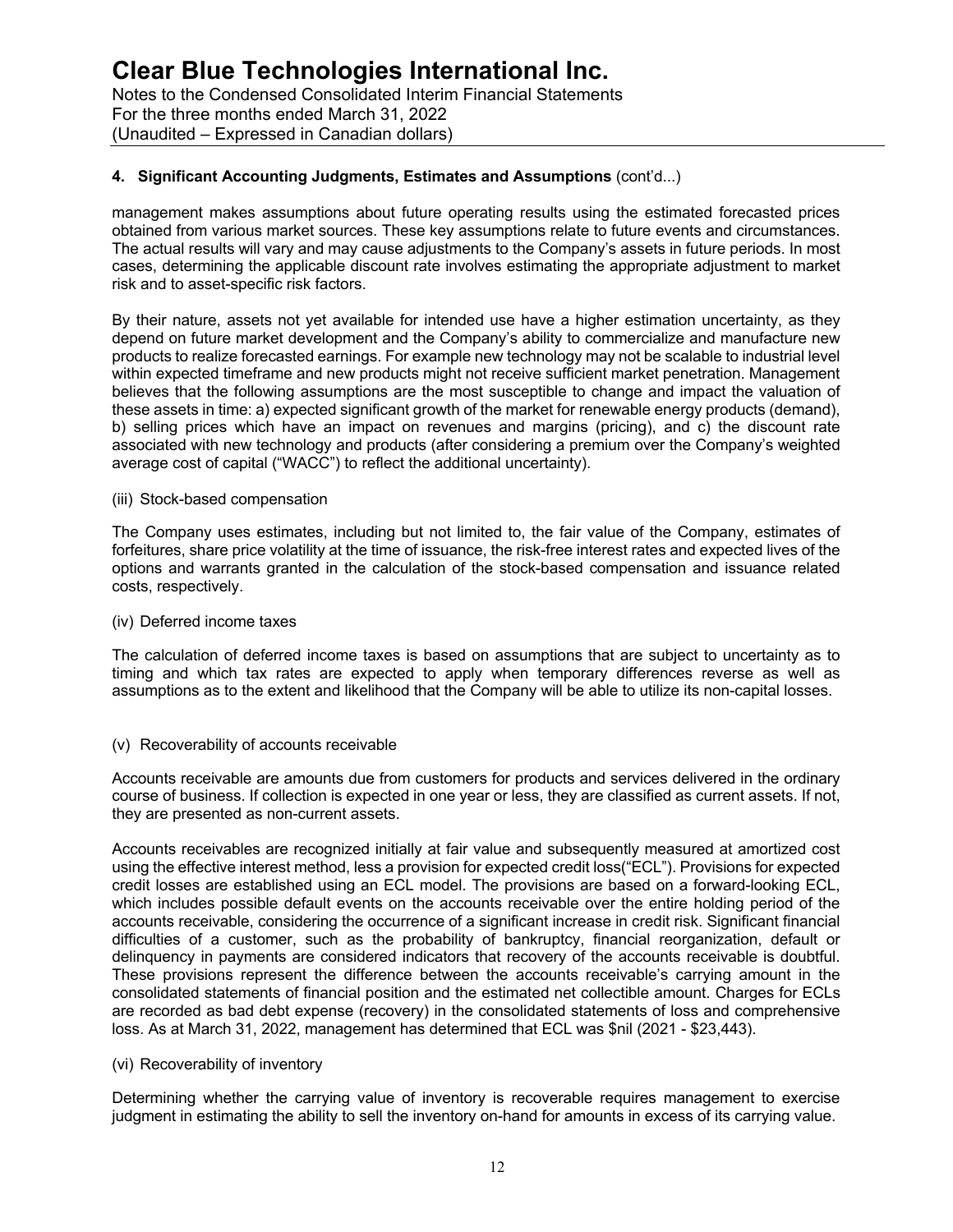### 4. Significant Accounting Judgments, Estimates and Assumptions (cont'd...)

management makes assumptions about future operating results using the estimated forecasted prices obtained from various market sources. These key assumptions relate to future events and circumstances. The actual results will vary and may cause adjustments to the Company's assets in future periods. In most cases, determining the applicable discount rate involves estimating the appropriate adjustment to market risk and to asset-specific risk factors.

By their nature, assets not yet available for intended use have a higher estimation uncertainty, as they depend on future market development and the Company's ability to commercialize and manufacture new products to realize forecasted earnings. For example new technology may not be scalable to industrial level within expected timeframe and new products might not receive sufficient market penetration. Management believes that the following assumptions are the most susceptible to change and impact the valuation of these assets in time: a) expected significant growth of the market for renewable energy products (demand), b) selling prices which have an impact on revenues and margins (pricing), and c) the discount rate associated with new technology and products (after considering a premium over the Company's weighted average cost of capital ("WACC") to reflect the additional uncertainty).

(iii) Stock-based compensation

The Company uses estimates, including but not limited to, the fair value of the Company, estimates of forfeitures, share price volatility at the time of issuance, the risk-free interest rates and expected lives of the options and warrants granted in the calculation of the stock-based compensation and issuance related costs, respectively.

(iv) Deferred income taxes

The calculation of deferred income taxes is based on assumptions that are subject to uncertainty as to timing and which tax rates are expected to apply when temporary differences reverse as well as assumptions as to the extent and likelihood that the Company will be able to utilize its non-capital losses.

(v) Recoverability of accounts receivable

Accounts receivable are amounts due from customers for products and services delivered in the ordinary course of business. If collection is expected in one year or less, they are classified as current assets. If not, they are presented as non-current assets.

Accounts receivables are recognized initially at fair value and subsequently measured at amortized cost using the effective interest method, less a provision for expected credit loss("ECL"). Provisions for expected credit losses are established using an ECL model. The provisions are based on a forward-looking ECL, which includes possible default events on the accounts receivable over the entire holding period of the accounts receivable, considering the occurrence of a significant increase in credit risk. Significant financial difficulties of a customer, such as the probability of bankruptcy, financial reorganization, default or delinquency in payments are considered indicators that recovery of the accounts receivable is doubtful. These provisions represent the difference between the accounts receivable's carrying amount in the consolidated statements of financial position and the estimated net collectible amount. Charges for ECLs are recorded as bad debt expense (recovery) in the consolidated statements of loss and comprehensive loss. As at March 31, 2022, management has determined that ECL was $nil (2021 - $23,443).

(vi) Recoverability of inventory

Determining whether the carrying value of inventory is recoverable requires management to exercise judgment in estimating the ability to sell the inventory on-hand for amounts in excess of its carrying value.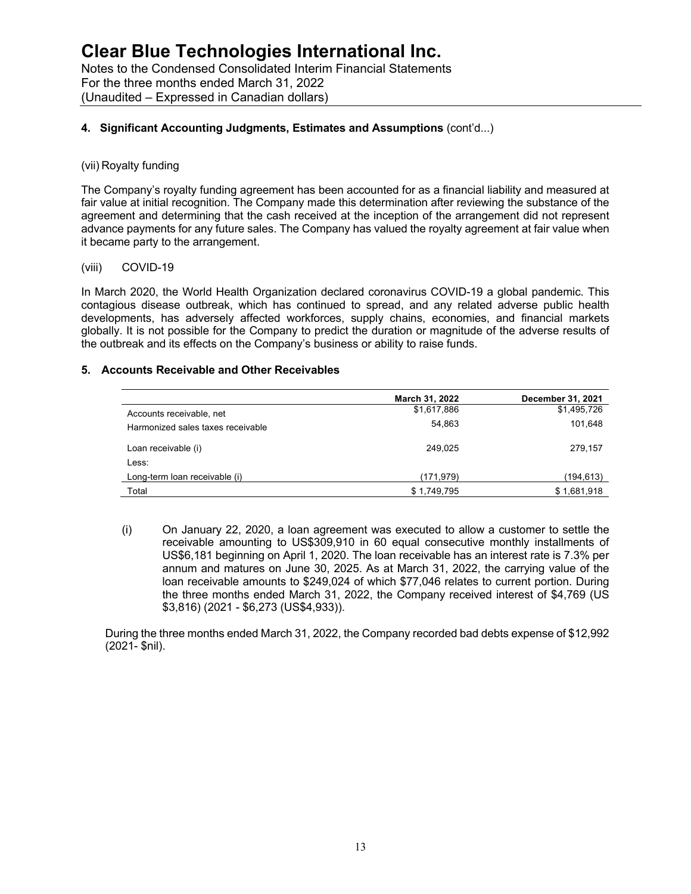## 4. Significant Accounting Judgments, Estimates and Assumptions (cont'd...)

(vii) Royalty funding

The Company's royalty funding agreement has been accounted for as a financial liability and measured at fair value at initial recognition. The Company made this determination after reviewing the substance of the agreement and determining that the cash received at the inception of the arrangement did not represent advance payments for any future sales. The Company has valued the royalty agreement at fair value when it became party to the arrangement.

(viii) COVID-19

In March 2020, the World Health Organization declared coronavirus COVID-19 a global pandemic. This contagious disease outbreak, which has continued to spread, and any related adverse public health developments, has adversely affected workforces, supply chains, economies, and financial markets globally. It is not possible for the Company to predict the duration or magnitude of the adverse results of the outbreak and its effects on the Company's business or ability to raise funds.

## 5. Accounts Receivable and Other Receivables

| | March 31, 2022 | December 31, 2021 |
|---|---|---|
| Accounts receivable, net | $1,617,886 | $1,495,726 |
| Harmonized sales taxes receivable | 54,863 | 101,648 |
| Loan receivable (i) | 249,025 | 279,157 |
| Less: | | |
| Long-term loan receivable (i) | (171,979) | (194,613) |
| Total | $ 1,749,795 | $ 1,681,918 |

(i) On January 22, 2020, a loan agreement was executed to allow a customer to settle the receivable amounting to US$309,910 in 60 equal consecutive monthly installments of US$6,181 beginning on April 1, 2020. The loan receivable has an interest rate is 7.3% per annum and matures on June 30, 2025. As at March 31, 2022, the carrying value of the loan receivable amounts to $249,024 of which $77,046 relates to current portion. During the three months ended March 31, 2022, the Company received interest of $4,769 (US $3,816) (2021 - $6,273 (US$4,933)).

During the three months ended March 31, 2022, the Company recorded bad debts expense of $12,992 (2021- $nil).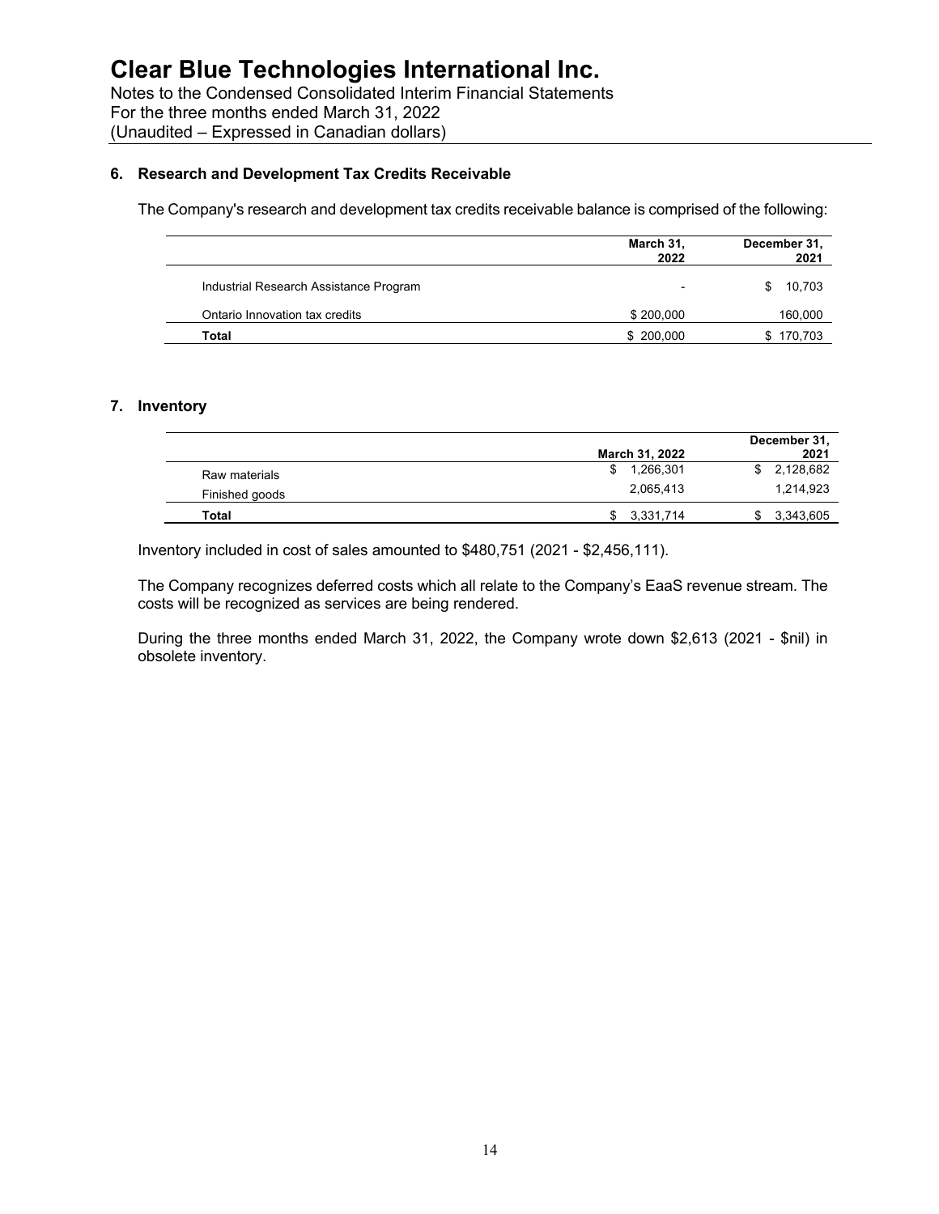# Clear Blue Technologies International Inc.

Notes to the Condensed Consolidated Interim Financial Statements
For the three months ended March 31, 2022
(Unaudited – Expressed in Canadian dollars)

## 6. Research and Development Tax Credits Receivable

The Company's research and development tax credits receivable balance is comprised of the following:

| | March 31, 2022 | December 31, 2021 |
|---|---|---|
| Industrial Research Assistance Program | - | $ 10,703 |
| Ontario Innovation tax credits | $ 200,000 | 160,000 |
| **Total** | $ 200,000 | $ 170,703 |

## 7. Inventory

| | March 31, 2022 | December 31, 2021 |
|---|---|---|
| Raw materials | $ 1,266,301 | $ 2,128,682 |
| Finished goods | 2,065,413 | 1,214,923 |
| **Total** | $ 3,331,714 | $ 3,343,605 |

Inventory included in cost of sales amounted to $480,751 (2021 - $2,456,111).

The Company recognizes deferred costs which all relate to the Company's EaaS revenue stream. The costs will be recognized as services are being rendered.

During the three months ended March 31, 2022, the Company wrote down $2,613 (2021 - $nil) in obsolete inventory.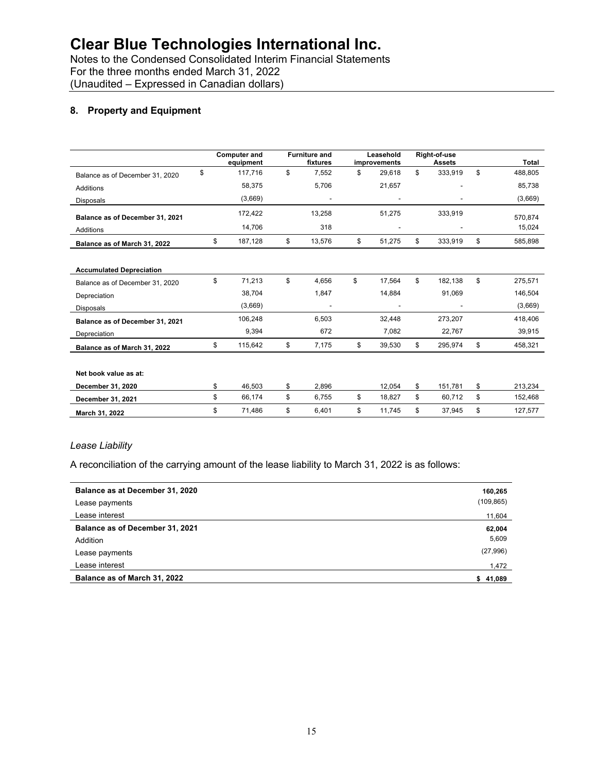## 8. Property and Equipment

| | Computer and equipment | Furniture and fixtures | Leasehold improvements | Right-of-use Assets | Total |
|---|---|---|---|---|---|
| Balance as of December 31, 2020 | $ 117,716 | $ 7,552 | $ 29,618 | $ 333,919 | $ 488,805 |
| Additions | 58,375 | 5,706 | 21,657 | - | 85,738 |
| Disposals | (3,669) | - | - | - | (3,669) |
| **Balance as of December 31, 2021** | 172,422 | 13,258 | 51,275 | 333,919 | 570,874 |
| Additions | 14,706 | 318 | - | - | 15,024 |
| **Balance as of March 31, 2022** | $ 187,128 | $ 13,576 | $ 51,275 | $ 333,919 | $ 585,898 |
| | | | | | |
| **Accumulated Depreciation** | | | | | |
| Balance as of December 31, 2020 | $ 71,213 | $ 4,656 | $ 17,564 | $ 182,138 | $ 275,571 |
| Depreciation | 38,704 | 1,847 | 14,884 | 91,069 | 146,504 |
| Disposals | (3,669) | - | - | - | (3,669) |
| **Balance as of December 31, 2021** | 106,248 | 6,503 | 32,448 | 273,207 | 418,406 |
| Depreciation | 9,394 | 672 | 7,082 | 22,767 | 39,915 |
| **Balance as of March 31, 2022** | $ 115,642 | $ 7,175 | $ 39,530 | $ 295,974 | $ 458,321 |
| | | | | | |
| **Net book value as at:** | | | | | |
| **December 31, 2020** | $ 46,503 | $ 2,896 | 12,054 | $ 151,781 | $ 213,234 |
| **December 31, 2021** | $ 66,174 | $ 6,755 | $ 18,827 | $ 60,712 | $ 152,468 |
| **March 31, 2022** | $ 71,486 | $ 6,401 | $ 11,745 | $ 37,945 | $ 127,577 |

*Lease Liability*

A reconciliation of the carrying amount of the lease liability to March 31, 2022 is as follows:

| | |
|---|---|
| **Balance as at December 31, 2020** | **160,265** |
| Lease payments | (109,865) |
| Lease interest | 11,604 |
| **Balance as of December 31, 2021** | **62,004** |
| Addition | 5,609 |
| Lease payments | (27,996) |
| Lease interest | 1,472 |
| **Balance as of March 31, 2022** | **$ 41,089** |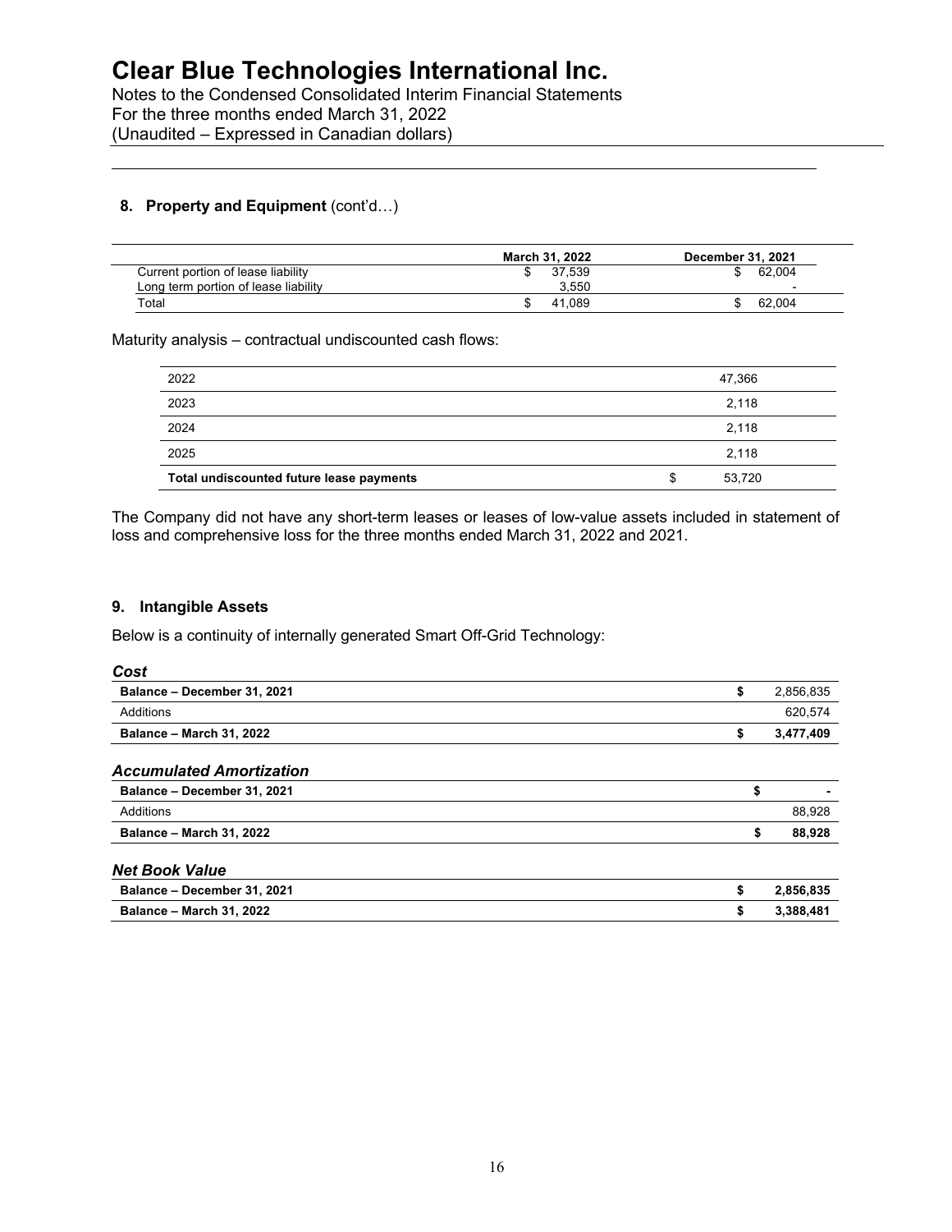## 8. Property and Equipment (cont'd…)

| | March 31, 2022 | December 31, 2021 |
|---|---|---|
| Current portion of lease liability | $ 37,539 | $ 62,004 |
| Long term portion of lease liability | 3,550 | - |
| Total | $ 41,089 | $ 62,004 |

Maturity analysis – contractual undiscounted cash flows:

| | |
|---|---|
| 2022 | 47,366 |
| 2023 | 2,118 |
| 2024 | 2,118 |
| 2025 | 2,118 |
| **Total undiscounted future lease payments** | $ 53,720 |

The Company did not have any short-term leases or leases of low-value assets included in statement of loss and comprehensive loss for the three months ended March 31, 2022 and 2021.

## 9. Intangible Assets

Below is a continuity of internally generated Smart Off-Grid Technology:

***Cost***

| | |
|---|---|
| **Balance – December 31, 2021** | $ 2,856,835 |
| Additions | 620,574 |
| **Balance – March 31, 2022** | **$ 3,477,409** |

***Accumulated Amortization***

| | |
|---|---|
| **Balance – December 31, 2021** | $ - |
| Additions | 88,928 |
| **Balance – March 31, 2022** | **$ 88,928** |

***Net Book Value***

| | |
|---|---|
| **Balance – December 31, 2021** | **$ 2,856,835** |
| **Balance – March 31, 2022** | **$ 3,388,481** |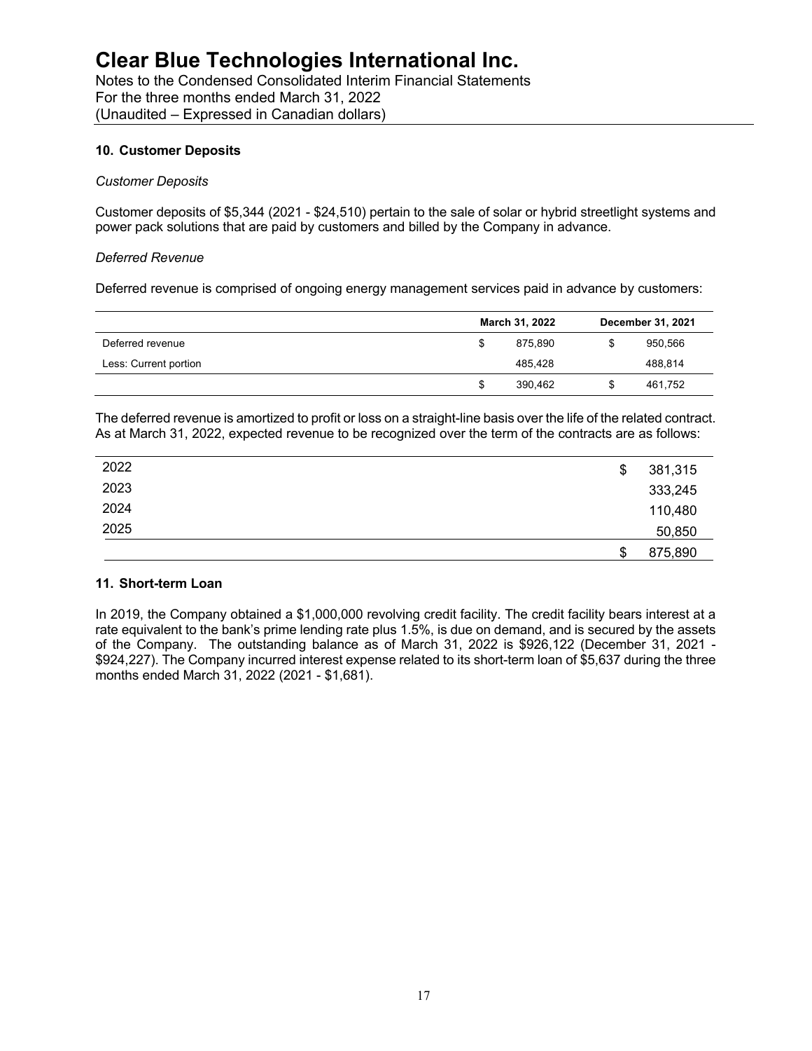## 10. Customer Deposits

*Customer Deposits*

Customer deposits of $5,344 (2021 - $24,510) pertain to the sale of solar or hybrid streetlight systems and power pack solutions that are paid by customers and billed by the Company in advance.

*Deferred Revenue*

Deferred revenue is comprised of ongoing energy management services paid in advance by customers:

| | March 31, 2022 | December 31, 2021 |
|---|---|---|
| Deferred revenue | $ 875,890 | $ 950,566 |
| Less: Current portion | 485,428 | 488,814 |
| | $ 390,462 | $ 461,752 |

The deferred revenue is amortized to profit or loss on a straight-line basis over the life of the related contract. As at March 31, 2022, expected revenue to be recognized over the term of the contracts are as follows:

| | |
|---|---|
| 2022 | $ 381,315 |
| 2023 | 333,245 |
| 2024 | 110,480 |
| 2025 | 50,850 |
| | $ 875,890 |

## 11. Short-term Loan

In 2019, the Company obtained a $1,000,000 revolving credit facility. The credit facility bears interest at a rate equivalent to the bank's prime lending rate plus 1.5%, is due on demand, and is secured by the assets of the Company. The outstanding balance as of March 31, 2022 is $926,122 (December 31, 2021 - $924,227). The Company incurred interest expense related to its short-term loan of $5,637 during the three months ended March 31, 2022 (2021 - $1,681).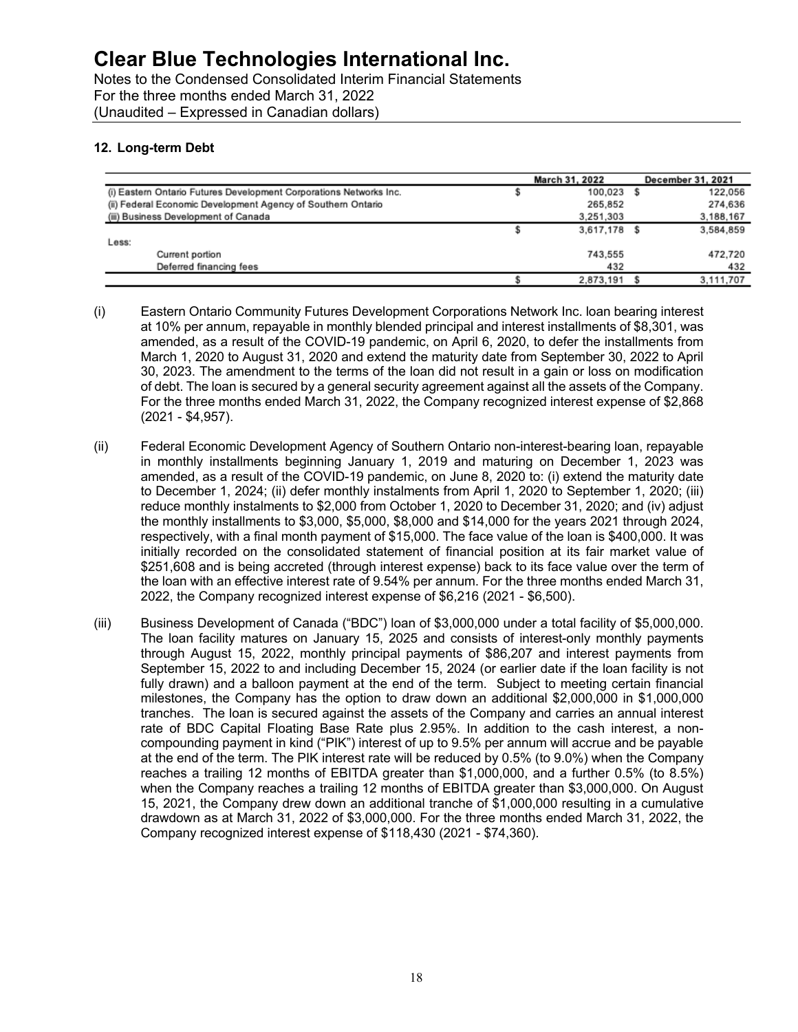### 12. Long-term Debt

| | March 31, 2022 | December 31, 2021 |
|---|---|---|
| (i) Eastern Ontario Futures Development Corporations Networks Inc. | $ 100,023 | $ 122,056 |
| (ii) Federal Economic Development Agency of Southern Ontario | 265,852 | 274,636 |
| (iii) Business Development of Canada | 3,251,303 | 3,188,167 |
| | $ 3,617,178 | $ 3,584,859 |
| Less: | | |
| Current portion | 743,555 | 472,720 |
| Deferred financing fees | 432 | 432 |
| | $ 2,873,191 | $ 3,111,707 |

(i) Eastern Ontario Community Futures Development Corporations Network Inc. loan bearing interest at 10% per annum, repayable in monthly blended principal and interest installments of $8,301, was amended, as a result of the COVID-19 pandemic, on April 6, 2020, to defer the installments from March 1, 2020 to August 31, 2020 and extend the maturity date from September 30, 2022 to April 30, 2023. The amendment to the terms of the loan did not result in a gain or loss on modification of debt. The loan is secured by a general security agreement against all the assets of the Company. For the three months ended March 31, 2022, the Company recognized interest expense of $2,868 (2021 - $4,957).

(ii) Federal Economic Development Agency of Southern Ontario non-interest-bearing loan, repayable in monthly installments beginning January 1, 2019 and maturing on December 1, 2023 was amended, as a result of the COVID-19 pandemic, on June 8, 2020 to: (i) extend the maturity date to December 1, 2024; (ii) defer monthly instalments from April 1, 2020 to September 1, 2020; (iii) reduce monthly instalments to $2,000 from October 1, 2020 to December 31, 2020; and (iv) adjust the monthly installments to $3,000, $5,000, $8,000 and $14,000 for the years 2021 through 2024, respectively, with a final month payment of $15,000. The face value of the loan is $400,000. It was initially recorded on the consolidated statement of financial position at its fair market value of $251,608 and is being accreted (through interest expense) back to its face value over the term of the loan with an effective interest rate of 9.54% per annum. For the three months ended March 31, 2022, the Company recognized interest expense of $6,216 (2021 - $6,500).

(iii) Business Development of Canada ("BDC") loan of $3,000,000 under a total facility of $5,000,000. The loan facility matures on January 15, 2025 and consists of interest-only monthly payments through August 15, 2022, monthly principal payments of $86,207 and interest payments from September 15, 2022 to and including December 15, 2024 (or earlier date if the loan facility is not fully drawn) and a balloon payment at the end of the term. Subject to meeting certain financial milestones, the Company has the option to draw down an additional $2,000,000 in $1,000,000 tranches. The loan is secured against the assets of the Company and carries an annual interest rate of BDC Capital Floating Base Rate plus 2.95%. In addition to the cash interest, a non-compounding payment in kind ("PIK") interest of up to 9.5% per annum will accrue and be payable at the end of the term. The PIK interest rate will be reduced by 0.5% (to 9.0%) when the Company reaches a trailing 12 months of EBITDA greater than $1,000,000, and a further 0.5% (to 8.5%) when the Company reaches a trailing 12 months of EBITDA greater than $3,000,000. On August 15, 2021, the Company drew down an additional tranche of $1,000,000 resulting in a cumulative drawdown as at March 31, 2022 of $3,000,000. For the three months ended March 31, 2022, the Company recognized interest expense of $118,430 (2021 - $74,360).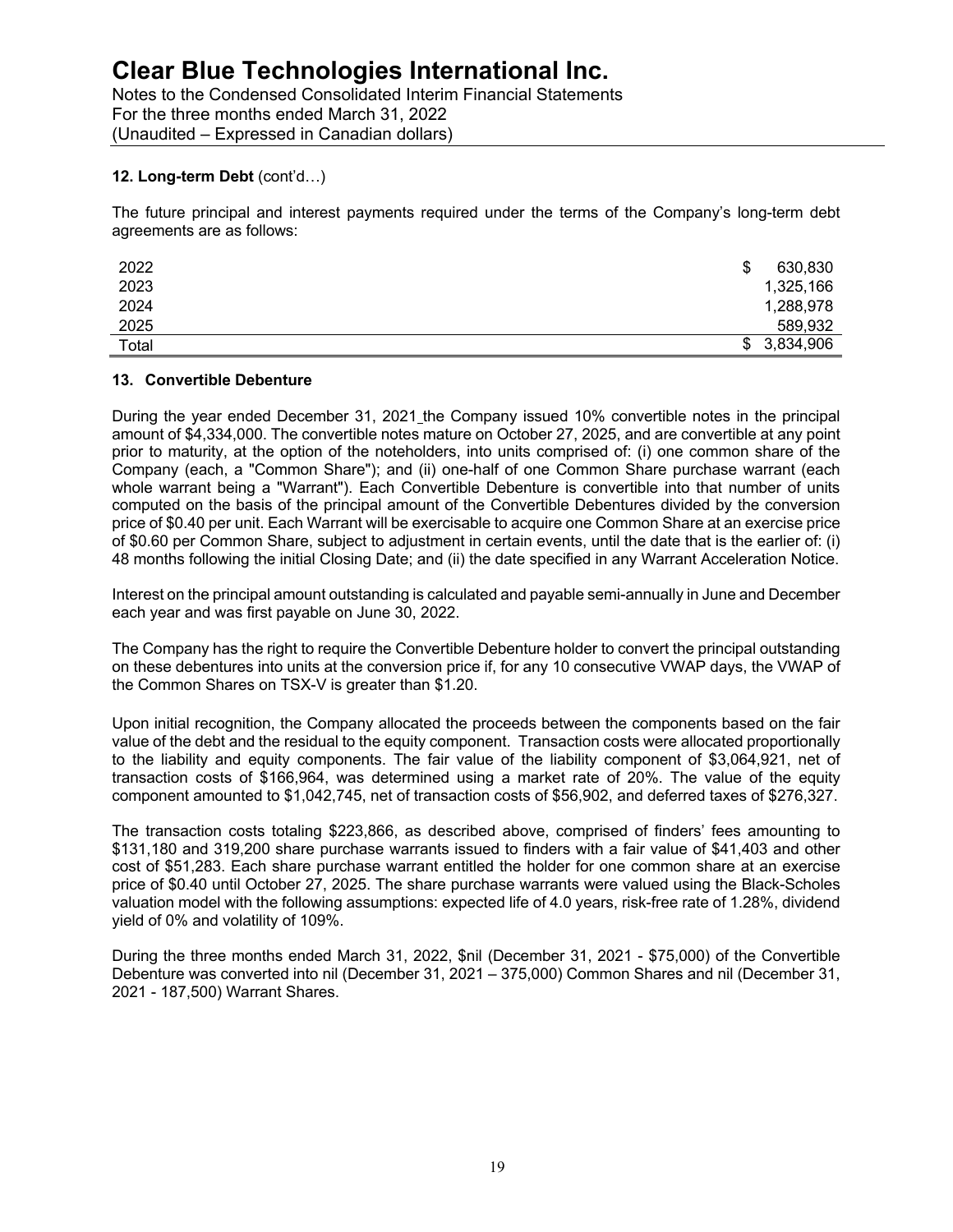### 12. Long-term Debt (cont'd…)

The future principal and interest payments required under the terms of the Company's long-term debt agreements are as follows:

| | |
|---|---|
| 2022 | $ 630,830 |
| 2023 | 1,325,166 |
| 2024 | 1,288,978 |
| 2025 | 589,932 |
| Total | $ 3,834,906 |

### 13. Convertible Debenture

During the year ended December 31, 2021 the Company issued 10% convertible notes in the principal amount of $4,334,000. The convertible notes mature on October 27, 2025, and are convertible at any point prior to maturity, at the option of the noteholders, into units comprised of: (i) one common share of the Company (each, a "Common Share"); and (ii) one-half of one Common Share purchase warrant (each whole warrant being a "Warrant"). Each Convertible Debenture is convertible into that number of units computed on the basis of the principal amount of the Convertible Debentures divided by the conversion price of $0.40 per unit. Each Warrant will be exercisable to acquire one Common Share at an exercise price of $0.60 per Common Share, subject to adjustment in certain events, until the date that is the earlier of: (i) 48 months following the initial Closing Date; and (ii) the date specified in any Warrant Acceleration Notice.

Interest on the principal amount outstanding is calculated and payable semi-annually in June and December each year and was first payable on June 30, 2022.

The Company has the right to require the Convertible Debenture holder to convert the principal outstanding on these debentures into units at the conversion price if, for any 10 consecutive VWAP days, the VWAP of the Common Shares on TSX-V is greater than $1.20.

Upon initial recognition, the Company allocated the proceeds between the components based on the fair value of the debt and the residual to the equity component. Transaction costs were allocated proportionally to the liability and equity components. The fair value of the liability component of $3,064,921, net of transaction costs of $166,964, was determined using a market rate of 20%. The value of the equity component amounted to $1,042,745, net of transaction costs of $56,902, and deferred taxes of $276,327.

The transaction costs totaling $223,866, as described above, comprised of finders' fees amounting to $131,180 and 319,200 share purchase warrants issued to finders with a fair value of $41,403 and other cost of $51,283. Each share purchase warrant entitled the holder for one common share at an exercise price of $0.40 until October 27, 2025. The share purchase warrants were valued using the Black-Scholes valuation model with the following assumptions: expected life of 4.0 years, risk-free rate of 1.28%, dividend yield of 0% and volatility of 109%.

During the three months ended March 31, 2022, $nil (December 31, 2021 - $75,000) of the Convertible Debenture was converted into nil (December 31, 2021 – 375,000) Common Shares and nil (December 31, 2021 - 187,500) Warrant Shares.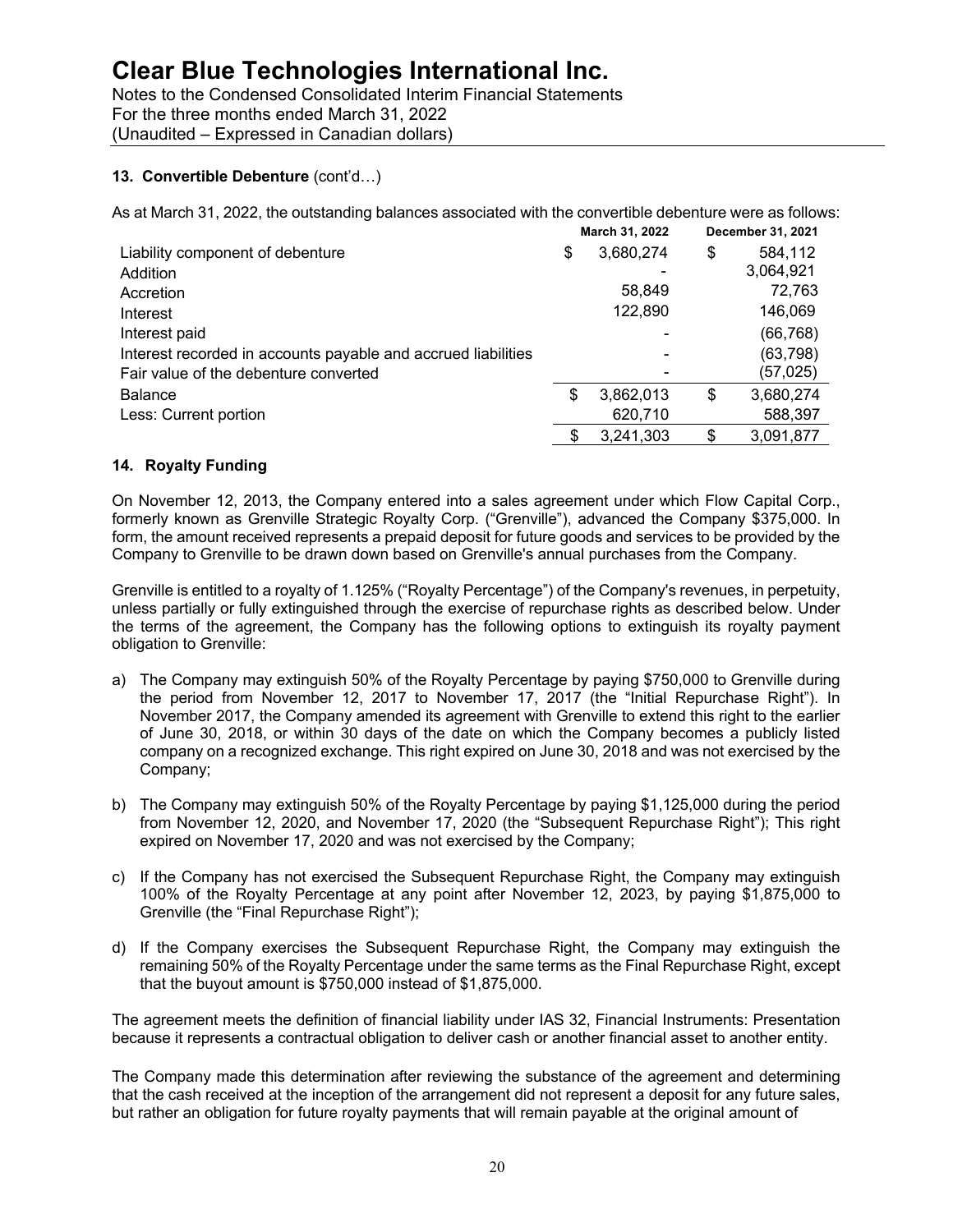### 13. Convertible Debenture (cont'd…)

As at March 31, 2022, the outstanding balances associated with the convertible debenture were as follows:

| | March 31, 2022 | December 31, 2021 |
|---|---|---|
| Liability component of debenture | $ 3,680,274 | $ 584,112 |
| Addition | - | 3,064,921 |
| Accretion | 58,849 | 72,763 |
| Interest | 122,890 | 146,069 |
| Interest paid | - | (66,768) |
| Interest recorded in accounts payable and accrued liabilities | - | (63,798) |
| Fair value of the debenture converted | - | (57,025) |
| Balance | $ 3,862,013 | $ 3,680,274 |
| Less: Current portion | 620,710 | 588,397 |
| | $ 3,241,303 | $ 3,091,877 |

### 14. Royalty Funding

On November 12, 2013, the Company entered into a sales agreement under which Flow Capital Corp., formerly known as Grenville Strategic Royalty Corp. ("Grenville"), advanced the Company $375,000. In form, the amount received represents a prepaid deposit for future goods and services to be provided by the Company to Grenville to be drawn down based on Grenville's annual purchases from the Company.

Grenville is entitled to a royalty of 1.125% ("Royalty Percentage") of the Company's revenues, in perpetuity, unless partially or fully extinguished through the exercise of repurchase rights as described below. Under the terms of the agreement, the Company has the following options to extinguish its royalty payment obligation to Grenville:

a) The Company may extinguish 50% of the Royalty Percentage by paying $750,000 to Grenville during the period from November 12, 2017 to November 17, 2017 (the "Initial Repurchase Right"). In November 2017, the Company amended its agreement with Grenville to extend this right to the earlier of June 30, 2018, or within 30 days of the date on which the Company becomes a publicly listed company on a recognized exchange. This right expired on June 30, 2018 and was not exercised by the Company;

b) The Company may extinguish 50% of the Royalty Percentage by paying $1,125,000 during the period from November 12, 2020, and November 17, 2020 (the "Subsequent Repurchase Right"); This right expired on November 17, 2020 and was not exercised by the Company;

c) If the Company has not exercised the Subsequent Repurchase Right, the Company may extinguish 100% of the Royalty Percentage at any point after November 12, 2023, by paying $1,875,000 to Grenville (the "Final Repurchase Right");

d) If the Company exercises the Subsequent Repurchase Right, the Company may extinguish the remaining 50% of the Royalty Percentage under the same terms as the Final Repurchase Right, except that the buyout amount is $750,000 instead of $1,875,000.

The agreement meets the definition of financial liability under IAS 32, Financial Instruments: Presentation because it represents a contractual obligation to deliver cash or another financial asset to another entity.

The Company made this determination after reviewing the substance of the agreement and determining that the cash received at the inception of the arrangement did not represent a deposit for any future sales, but rather an obligation for future royalty payments that will remain payable at the original amount of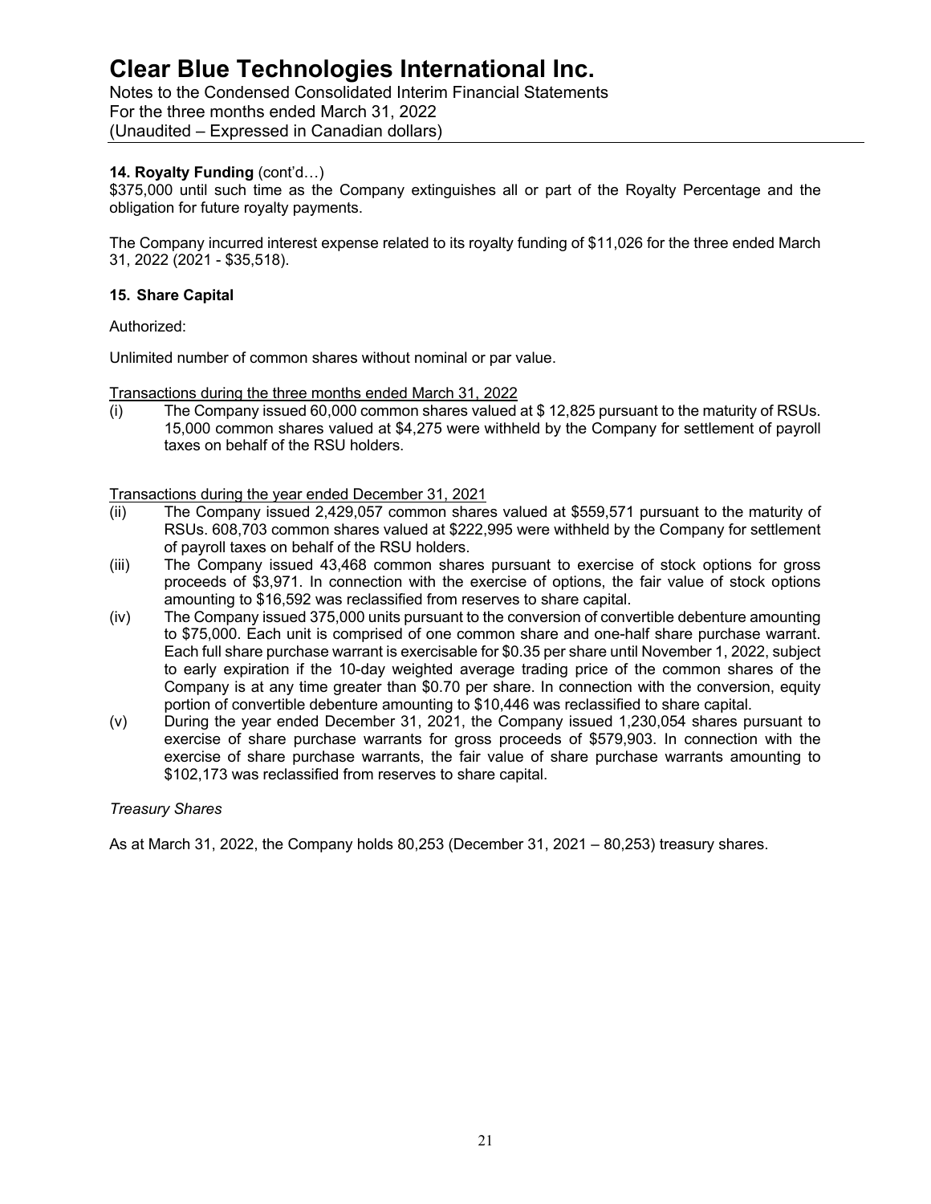**14. Royalty Funding** (cont'd…)
$375,000 until such time as the Company extinguishes all or part of the Royalty Percentage and the obligation for future royalty payments.

The Company incurred interest expense related to its royalty funding of $11,026 for the three ended March 31, 2022 (2021 - $35,518).

**15. Share Capital**

Authorized:

Unlimited number of common shares without nominal or par value.

Transactions during the three months ended March 31, 2022

(i) The Company issued 60,000 common shares valued at $ 12,825 pursuant to the maturity of RSUs. 15,000 common shares valued at $4,275 were withheld by the Company for settlement of payroll taxes on behalf of the RSU holders.

Transactions during the year ended December 31, 2021

(ii) The Company issued 2,429,057 common shares valued at $559,571 pursuant to the maturity of RSUs. 608,703 common shares valued at $222,995 were withheld by the Company for settlement of payroll taxes on behalf of the RSU holders.

(iii) The Company issued 43,468 common shares pursuant to exercise of stock options for gross proceeds of $3,971. In connection with the exercise of options, the fair value of stock options amounting to $16,592 was reclassified from reserves to share capital.

(iv) The Company issued 375,000 units pursuant to the conversion of convertible debenture amounting to $75,000. Each unit is comprised of one common share and one-half share purchase warrant. Each full share purchase warrant is exercisable for $0.35 per share until November 1, 2022, subject to early expiration if the 10-day weighted average trading price of the common shares of the Company is at any time greater than $0.70 per share. In connection with the conversion, equity portion of convertible debenture amounting to $10,446 was reclassified to share capital.

(v) During the year ended December 31, 2021, the Company issued 1,230,054 shares pursuant to exercise of share purchase warrants for gross proceeds of $579,903. In connection with the exercise of share purchase warrants, the fair value of share purchase warrants amounting to $102,173 was reclassified from reserves to share capital.

*Treasury Shares*

As at March 31, 2022, the Company holds 80,253 (December 31, 2021 – 80,253) treasury shares.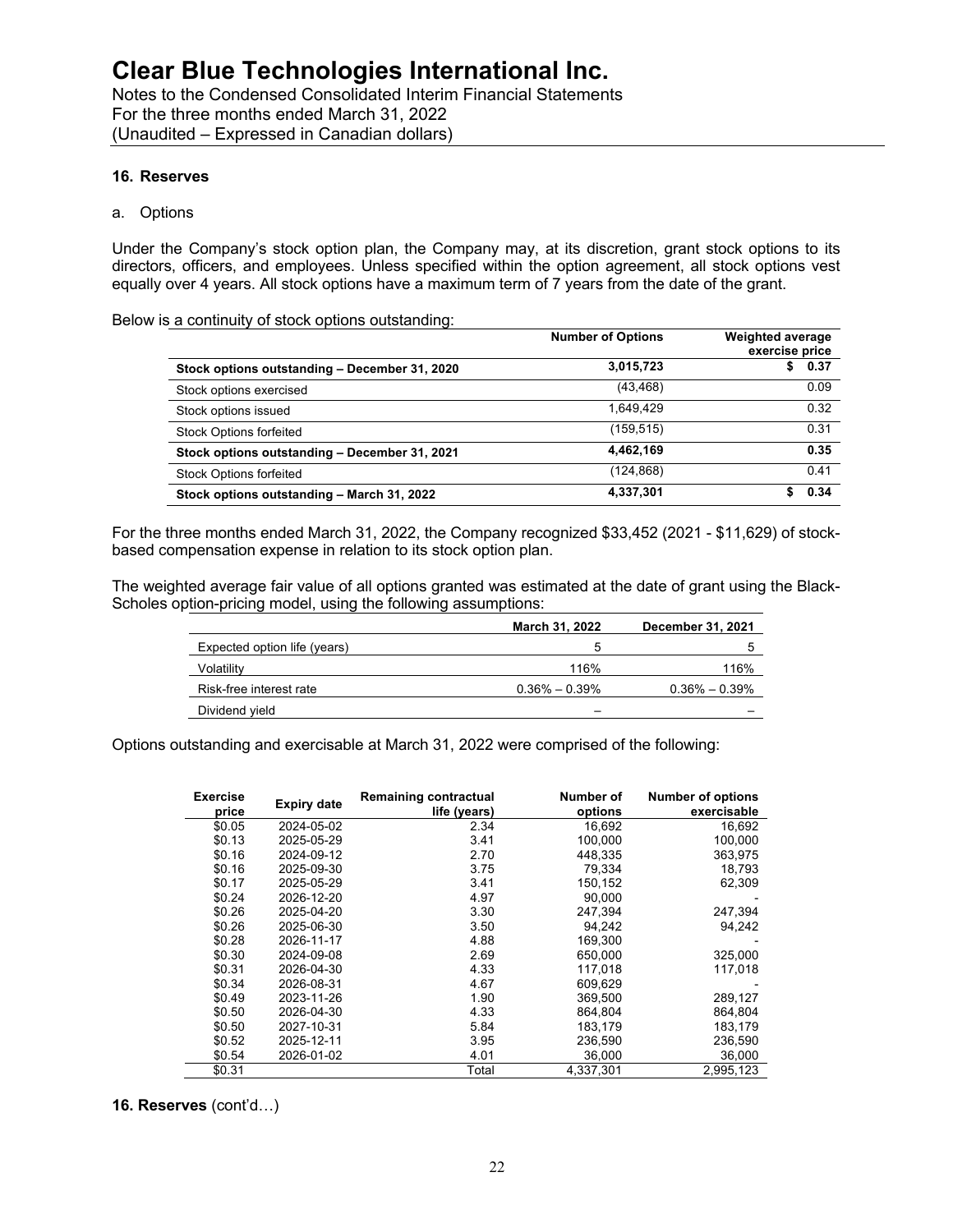## 16. Reserves

a. Options

Under the Company's stock option plan, the Company may, at its discretion, grant stock options to its directors, officers, and employees. Unless specified within the option agreement, all stock options vest equally over 4 years. All stock options have a maximum term of 7 years from the date of the grant.

Below is a continuity of stock options outstanding:

| | Number of Options | Weighted average exercise price |
|---|---|---|
| **Stock options outstanding – December 31, 2020** | **3,015,723** | **$ 0.37** |
| Stock options exercised | (43,468) | 0.09 |
| Stock options issued | 1,649,429 | 0.32 |
| Stock Options forfeited | (159,515) | 0.31 |
| **Stock options outstanding – December 31, 2021** | **4,462,169** | **0.35** |
| Stock Options forfeited | (124,868) | 0.41 |
| **Stock options outstanding – March 31, 2022** | **4,337,301** | **$ 0.34** |

For the three months ended March 31, 2022, the Company recognized $33,452 (2021 - $11,629) of stock-based compensation expense in relation to its stock option plan.

The weighted average fair value of all options granted was estimated at the date of grant using the Black-Scholes option-pricing model, using the following assumptions:

| | March 31, 2022 | December 31, 2021 |
|---|---|---|
| Expected option life (years) | 5 | 5 |
| Volatility | 116% | 116% |
| Risk-free interest rate | 0.36% – 0.39% | 0.36% – 0.39% |
| Dividend yield | – | – |

Options outstanding and exercisable at March 31, 2022 were comprised of the following:

| Exercise price | Expiry date | Remaining contractual life (years) | Number of options | Number of options exercisable |
|---|---|---|---|---|
| $0.05 | 2024-05-02 | 2.34 | 16,692 | 16,692 |
| $0.13 | 2025-05-29 | 3.41 | 100,000 | 100,000 |
| $0.16 | 2024-09-12 | 2.70 | 448,335 | 363,975 |
| $0.16 | 2025-09-30 | 3.75 | 79,334 | 18,793 |
| $0.17 | 2025-05-29 | 3.41 | 150,152 | 62,309 |
| $0.24 | 2026-12-20 | 4.97 | 90,000 | - |
| $0.26 | 2025-04-20 | 3.30 | 247,394 | 247,394 |
| $0.26 | 2025-06-30 | 3.50 | 94,242 | 94,242 |
| $0.28 | 2026-11-17 | 4.88 | 169,300 | - |
| $0.30 | 2024-09-08 | 2.69 | 650,000 | 325,000 |
| $0.31 | 2026-04-30 | 4.33 | 117,018 | 117,018 |
| $0.34 | 2026-08-31 | 4.67 | 609,629 | - |
| $0.49 | 2023-11-26 | 1.90 | 369,500 | 289,127 |
| $0.50 | 2026-04-30 | 4.33 | 864,804 | 864,804 |
| $0.50 | 2027-10-31 | 5.84 | 183,179 | 183,179 |
| $0.52 | 2025-12-11 | 3.95 | 236,590 | 236,590 |
| $0.54 | 2026-01-02 | 4.01 | 36,000 | 36,000 |
| $0.31 | | Total | 4,337,301 | 2,995,123 |

**16. Reserves** (cont'd…)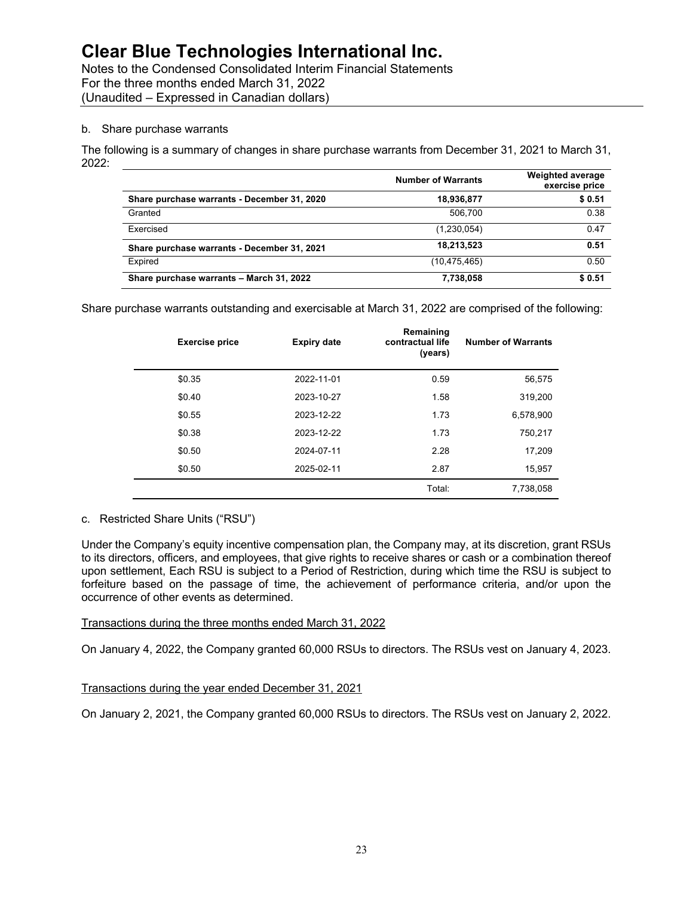b. Share purchase warrants

The following is a summary of changes in share purchase warrants from December 31, 2021 to March 31, 2022:

| | Number of Warrants | Weighted average exercise price |
|---|---|---|
| **Share purchase warrants - December 31, 2020** | **18,936,877** | **$ 0.51** |
| Granted | 506,700 | 0.38 |
| Exercised | (1,230,054) | 0.47 |
| **Share purchase warrants - December 31, 2021** | **18,213,523** | **0.51** |
| Expired | (10,475,465) | 0.50 |
| **Share purchase warrants – March 31, 2022** | **7,738,058** | **$ 0.51** |

Share purchase warrants outstanding and exercisable at March 31, 2022 are comprised of the following:

| Exercise price | Expiry date | Remaining contractual life (years) | Number of Warrants |
|---|---|---|---|
| $0.35 | 2022-11-01 | 0.59 | 56,575 |
| $0.40 | 2023-10-27 | 1.58 | 319,200 |
| $0.55 | 2023-12-22 | 1.73 | 6,578,900 |
| $0.38 | 2023-12-22 | 1.73 | 750,217 |
| $0.50 | 2024-07-11 | 2.28 | 17,209 |
| $0.50 | 2025-02-11 | 2.87 | 15,957 |
| | | Total: | 7,738,058 |

c. Restricted Share Units ("RSU")

Under the Company's equity incentive compensation plan, the Company may, at its discretion, grant RSUs to its directors, officers, and employees, that give rights to receive shares or cash or a combination thereof upon settlement, Each RSU is subject to a Period of Restriction, during which time the RSU is subject to forfeiture based on the passage of time, the achievement of performance criteria, and/or upon the occurrence of other events as determined.

<u>Transactions during the three months ended March 31, 2022</u>

On January 4, 2022, the Company granted 60,000 RSUs to directors. The RSUs vest on January 4, 2023.

<u>Transactions during the year ended December 31, 2021</u>

On January 2, 2021, the Company granted 60,000 RSUs to directors. The RSUs vest on January 2, 2022.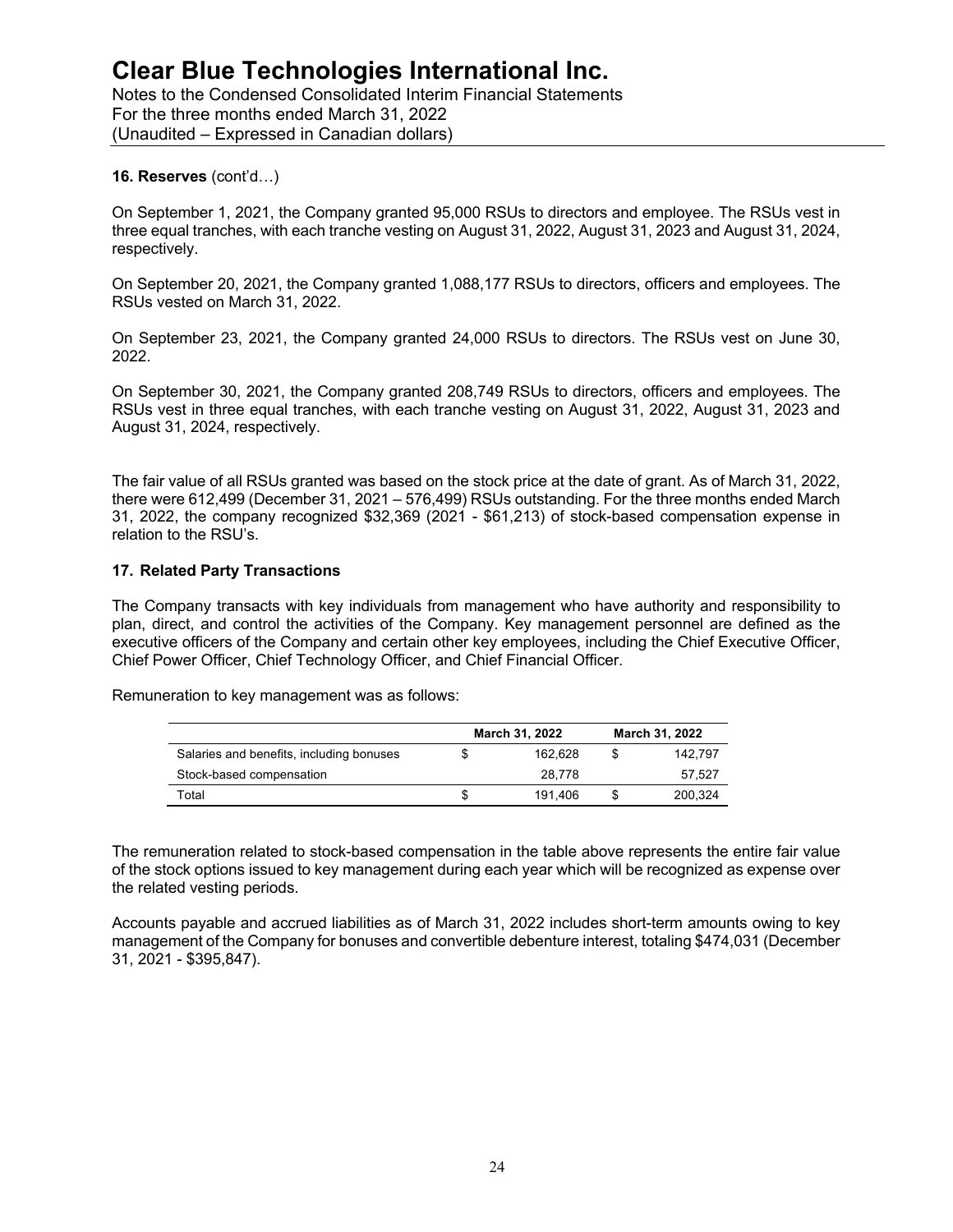**16. Reserves** (cont'd…)

On September 1, 2021, the Company granted 95,000 RSUs to directors and employee. The RSUs vest in three equal tranches, with each tranche vesting on August 31, 2022, August 31, 2023 and August 31, 2024, respectively.

On September 20, 2021, the Company granted 1,088,177 RSUs to directors, officers and employees. The RSUs vested on March 31, 2022.

On September 23, 2021, the Company granted 24,000 RSUs to directors. The RSUs vest on June 30, 2022.

On September 30, 2021, the Company granted 208,749 RSUs to directors, officers and employees. The RSUs vest in three equal tranches, with each tranche vesting on August 31, 2022, August 31, 2023 and August 31, 2024, respectively.

The fair value of all RSUs granted was based on the stock price at the date of grant. As of March 31, 2022, there were 612,499 (December 31, 2021 – 576,499) RSUs outstanding. For the three months ended March 31, 2022, the company recognized $32,369 (2021 - $61,213) of stock-based compensation expense in relation to the RSU's.

## 17. Related Party Transactions

The Company transacts with key individuals from management who have authority and responsibility to plan, direct, and control the activities of the Company. Key management personnel are defined as the executive officers of the Company and certain other key employees, including the Chief Executive Officer, Chief Power Officer, Chief Technology Officer, and Chief Financial Officer.

Remuneration to key management was as follows:

| | March 31, 2022 | March 31, 2022 |
|---|---|---|
| Salaries and benefits, including bonuses | $ 162,628 | $ 142,797 |
| Stock-based compensation | 28,778 | 57,527 |
| Total | $ 191,406 | $ 200,324 |

The remuneration related to stock-based compensation in the table above represents the entire fair value of the stock options issued to key management during each year which will be recognized as expense over the related vesting periods.

Accounts payable and accrued liabilities as of March 31, 2022 includes short-term amounts owing to key management of the Company for bonuses and convertible debenture interest, totaling $474,031 (December 31, 2021 - $395,847).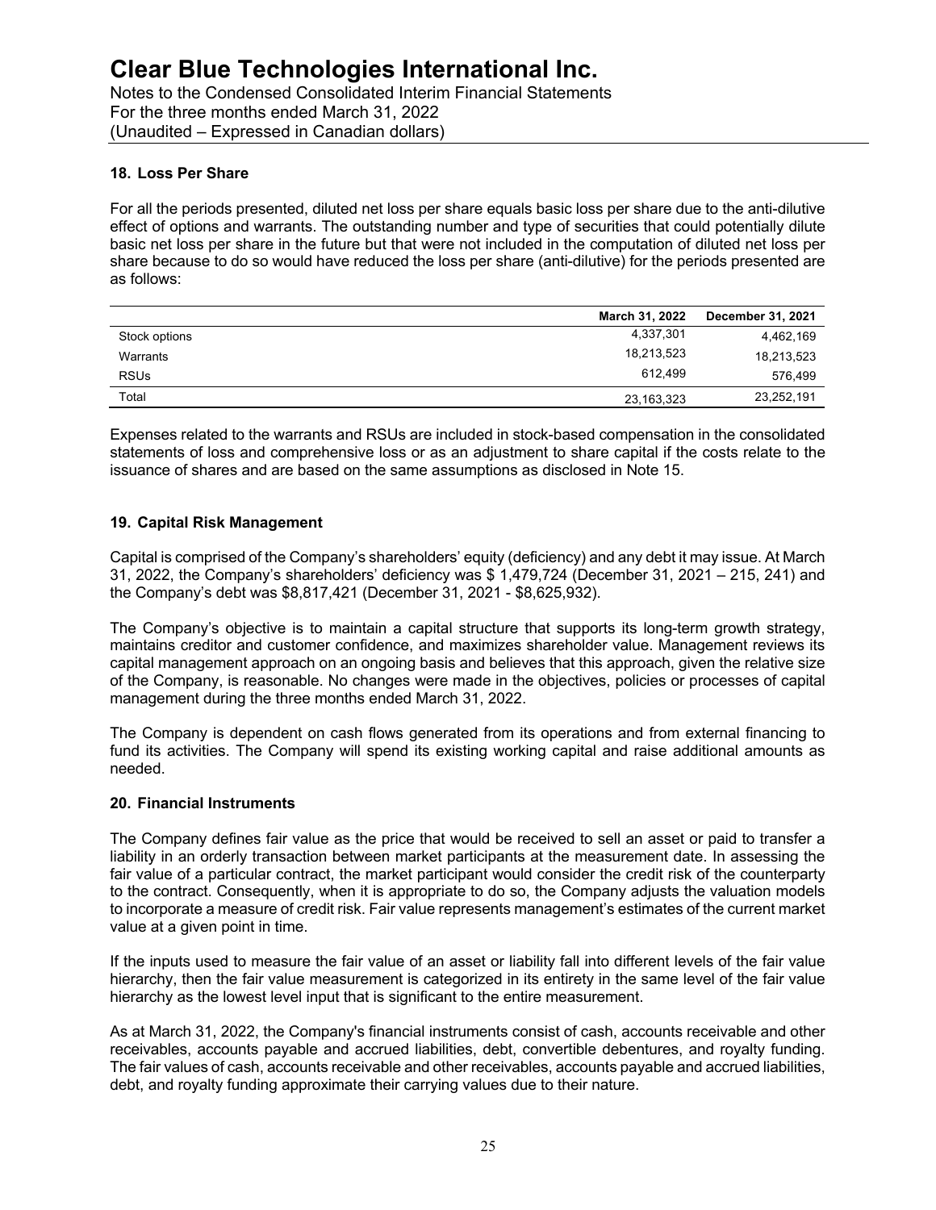## 18. Loss Per Share

For all the periods presented, diluted net loss per share equals basic loss per share due to the anti-dilutive effect of options and warrants. The outstanding number and type of securities that could potentially dilute basic net loss per share in the future but that were not included in the computation of diluted net loss per share because to do so would have reduced the loss per share (anti-dilutive) for the periods presented are as follows:

| | March 31, 2022 | December 31, 2021 |
|---|---|---|
| Stock options | 4,337,301 | 4,462,169 |
| Warrants | 18,213,523 | 18,213,523 |
| RSUs | 612,499 | 576,499 |
| Total | 23,163,323 | 23,252,191 |

Expenses related to the warrants and RSUs are included in stock-based compensation in the consolidated statements of loss and comprehensive loss or as an adjustment to share capital if the costs relate to the issuance of shares and are based on the same assumptions as disclosed in Note 15.

## 19. Capital Risk Management

Capital is comprised of the Company's shareholders' equity (deficiency) and any debt it may issue. At March 31, 2022, the Company's shareholders' deficiency was $ 1,479,724 (December 31, 2021 – 215, 241) and the Company's debt was $8,817,421 (December 31, 2021 - $8,625,932).

The Company's objective is to maintain a capital structure that supports its long-term growth strategy, maintains creditor and customer confidence, and maximizes shareholder value. Management reviews its capital management approach on an ongoing basis and believes that this approach, given the relative size of the Company, is reasonable. No changes were made in the objectives, policies or processes of capital management during the three months ended March 31, 2022.

The Company is dependent on cash flows generated from its operations and from external financing to fund its activities. The Company will spend its existing working capital and raise additional amounts as needed.

## 20. Financial Instruments

The Company defines fair value as the price that would be received to sell an asset or paid to transfer a liability in an orderly transaction between market participants at the measurement date. In assessing the fair value of a particular contract, the market participant would consider the credit risk of the counterparty to the contract. Consequently, when it is appropriate to do so, the Company adjusts the valuation models to incorporate a measure of credit risk. Fair value represents management's estimates of the current market value at a given point in time.

If the inputs used to measure the fair value of an asset or liability fall into different levels of the fair value hierarchy, then the fair value measurement is categorized in its entirety in the same level of the fair value hierarchy as the lowest level input that is significant to the entire measurement.

As at March 31, 2022, the Company's financial instruments consist of cash, accounts receivable and other receivables, accounts payable and accrued liabilities, debt, convertible debentures, and royalty funding. The fair values of cash, accounts receivable and other receivables, accounts payable and accrued liabilities, debt, and royalty funding approximate their carrying values due to their nature.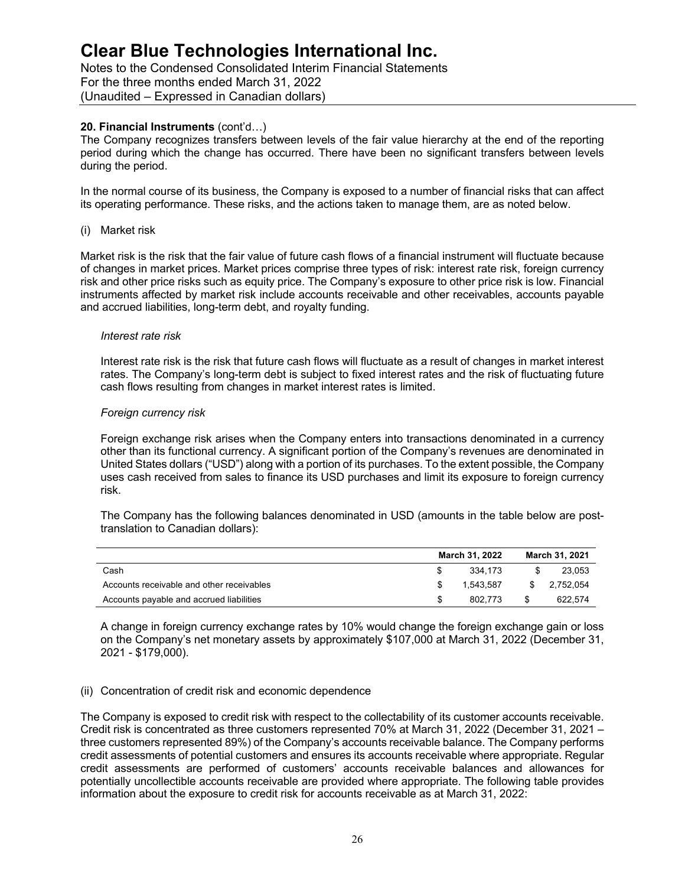**20. Financial Instruments** (cont'd…)

The Company recognizes transfers between levels of the fair value hierarchy at the end of the reporting period during which the change has occurred. There have been no significant transfers between levels during the period.

In the normal course of its business, the Company is exposed to a number of financial risks that can affect its operating performance. These risks, and the actions taken to manage them, are as noted below.

(i) Market risk

Market risk is the risk that the fair value of future cash flows of a financial instrument will fluctuate because of changes in market prices. Market prices comprise three types of risk: interest rate risk, foreign currency risk and other price risks such as equity price. The Company's exposure to other price risk is low. Financial instruments affected by market risk include accounts receivable and other receivables, accounts payable and accrued liabilities, long-term debt, and royalty funding.

*Interest rate risk*

Interest rate risk is the risk that future cash flows will fluctuate as a result of changes in market interest rates. The Company's long-term debt is subject to fixed interest rates and the risk of fluctuating future cash flows resulting from changes in market interest rates is limited.

*Foreign currency risk*

Foreign exchange risk arises when the Company enters into transactions denominated in a currency other than its functional currency. A significant portion of the Company's revenues are denominated in United States dollars ("USD") along with a portion of its purchases. To the extent possible, the Company uses cash received from sales to finance its USD purchases and limit its exposure to foreign currency risk.

The Company has the following balances denominated in USD (amounts in the table below are post-translation to Canadian dollars):

| | March 31, 2022 | March 31, 2021 |
|---|---|---|
| Cash | $ 334,173 | $ 23,053 |
| Accounts receivable and other receivables | $ 1,543,587 | $ 2,752,054 |
| Accounts payable and accrued liabilities | $ 802,773 | $ 622,574 |

A change in foreign currency exchange rates by 10% would change the foreign exchange gain or loss on the Company's net monetary assets by approximately $107,000 at March 31, 2022 (December 31, 2021 - $179,000).

(ii) Concentration of credit risk and economic dependence

The Company is exposed to credit risk with respect to the collectability of its customer accounts receivable. Credit risk is concentrated as three customers represented 70% at March 31, 2022 (December 31, 2021 – three customers represented 89%) of the Company's accounts receivable balance. The Company performs credit assessments of potential customers and ensures its accounts receivable where appropriate. Regular credit assessments are performed of customers' accounts receivable balances and allowances for potentially uncollectible accounts receivable are provided where appropriate. The following table provides information about the exposure to credit risk for accounts receivable as at March 31, 2022: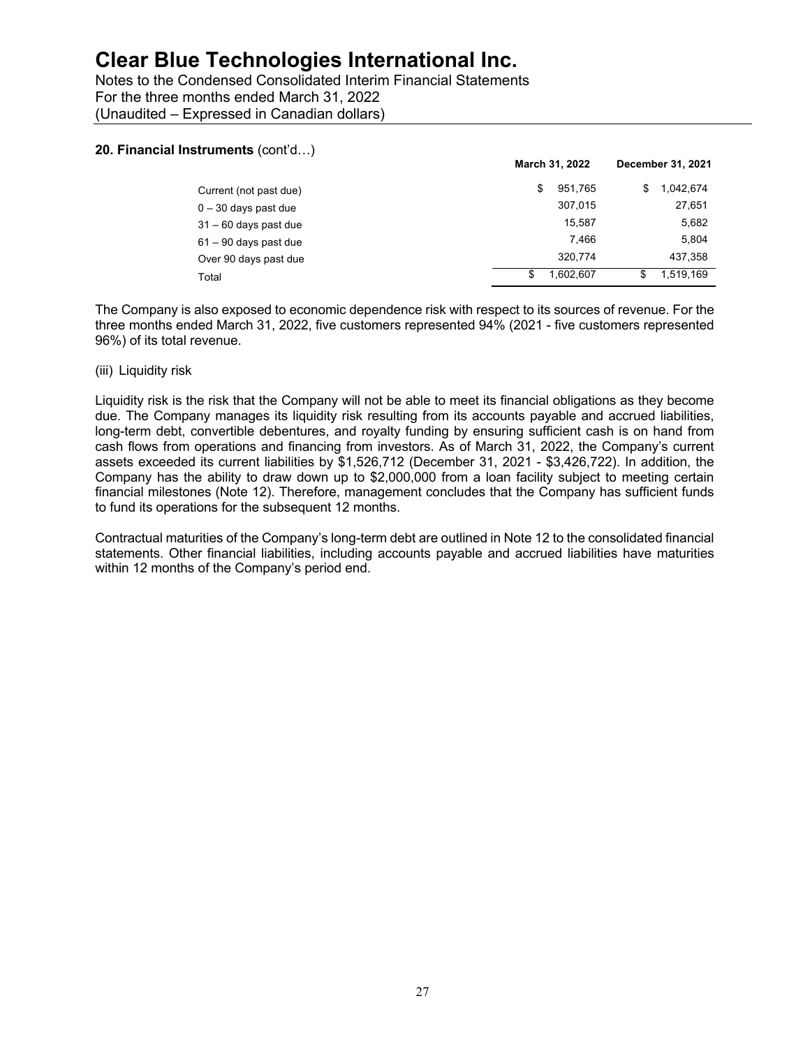**20. Financial Instruments** (cont'd…)

| | March 31, 2022 | December 31, 2021 |
|---|---|---|
| Current (not past due) | $ 951,765 | $ 1,042,674 |
| 0 – 30 days past due | 307,015 | 27,651 |
| 31 – 60 days past due | 15,587 | 5,682 |
| 61 – 90 days past due | 7,466 | 5,804 |
| Over 90 days past due | 320,774 | 437,358 |
| Total | $ 1,602,607 | $ 1,519,169 |

The Company is also exposed to economic dependence risk with respect to its sources of revenue. For the three months ended March 31, 2022, five customers represented 94% (2021 - five customers represented 96%) of its total revenue.

(iii) Liquidity risk

Liquidity risk is the risk that the Company will not be able to meet its financial obligations as they become due. The Company manages its liquidity risk resulting from its accounts payable and accrued liabilities, long-term debt, convertible debentures, and royalty funding by ensuring sufficient cash is on hand from cash flows from operations and financing from investors. As of March 31, 2022, the Company's current assets exceeded its current liabilities by $1,526,712 (December 31, 2021 - $3,426,722). In addition, the Company has the ability to draw down up to $2,000,000 from a loan facility subject to meeting certain financial milestones (Note 12). Therefore, management concludes that the Company has sufficient funds to fund its operations for the subsequent 12 months.

Contractual maturities of the Company's long-term debt are outlined in Note 12 to the consolidated financial statements. Other financial liabilities, including accounts payable and accrued liabilities have maturities within 12 months of the Company's period end.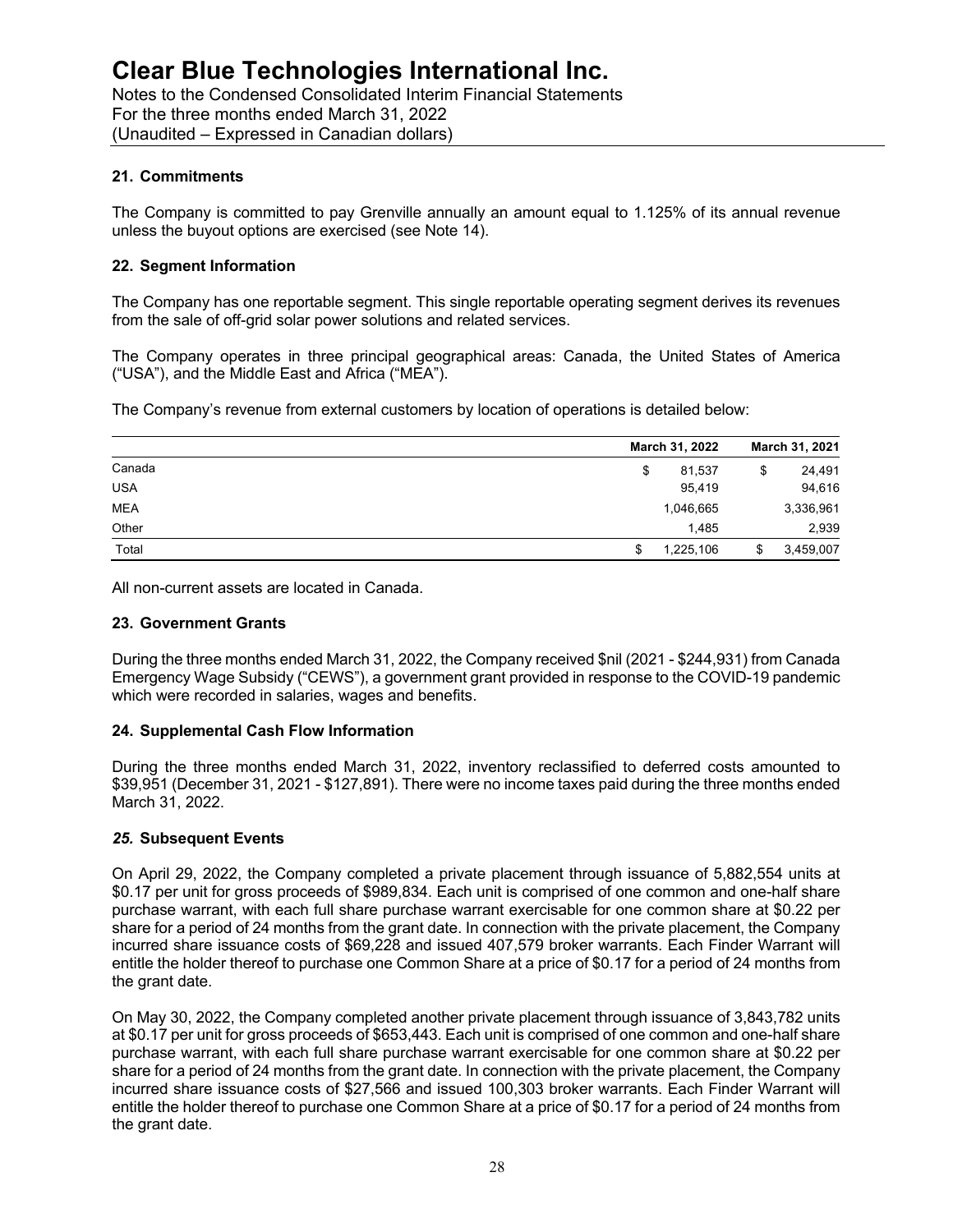## 21. Commitments

The Company is committed to pay Grenville annually an amount equal to 1.125% of its annual revenue unless the buyout options are exercised (see Note 14).

## 22. Segment Information

The Company has one reportable segment. This single reportable operating segment derives its revenues from the sale of off-grid solar power solutions and related services.

The Company operates in three principal geographical areas: Canada, the United States of America ("USA"), and the Middle East and Africa ("MEA").

The Company's revenue from external customers by location of operations is detailed below:

| | March 31, 2022 | March 31, 2021 |
|---|---|---|
| Canada | $ 81,537 | $ 24,491 |
| USA | 95,419 | 94,616 |
| MEA | 1,046,665 | 3,336,961 |
| Other | 1,485 | 2,939 |
| Total | $ 1,225,106 | $ 3,459,007 |

All non-current assets are located in Canada.

## 23. Government Grants

During the three months ended March 31, 2022, the Company received $nil (2021 - $244,931) from Canada Emergency Wage Subsidy ("CEWS"), a government grant provided in response to the COVID-19 pandemic which were recorded in salaries, wages and benefits.

## 24. Supplemental Cash Flow Information

During the three months ended March 31, 2022, inventory reclassified to deferred costs amounted to $39,951 (December 31, 2021 - $127,891). There were no income taxes paid during the three months ended March 31, 2022.

## *25.* Subsequent Events

On April 29, 2022, the Company completed a private placement through issuance of 5,882,554 units at $0.17 per unit for gross proceeds of $989,834. Each unit is comprised of one common and one-half share purchase warrant, with each full share purchase warrant exercisable for one common share at $0.22 per share for a period of 24 months from the grant date. In connection with the private placement, the Company incurred share issuance costs of $69,228 and issued 407,579 broker warrants. Each Finder Warrant will entitle the holder thereof to purchase one Common Share at a price of $0.17 for a period of 24 months from the grant date.

On May 30, 2022, the Company completed another private placement through issuance of 3,843,782 units at $0.17 per unit for gross proceeds of $653,443. Each unit is comprised of one common and one-half share purchase warrant, with each full share purchase warrant exercisable for one common share at $0.22 per share for a period of 24 months from the grant date. In connection with the private placement, the Company incurred share issuance costs of $27,566 and issued 100,303 broker warrants. Each Finder Warrant will entitle the holder thereof to purchase one Common Share at a price of $0.17 for a period of 24 months from the grant date.